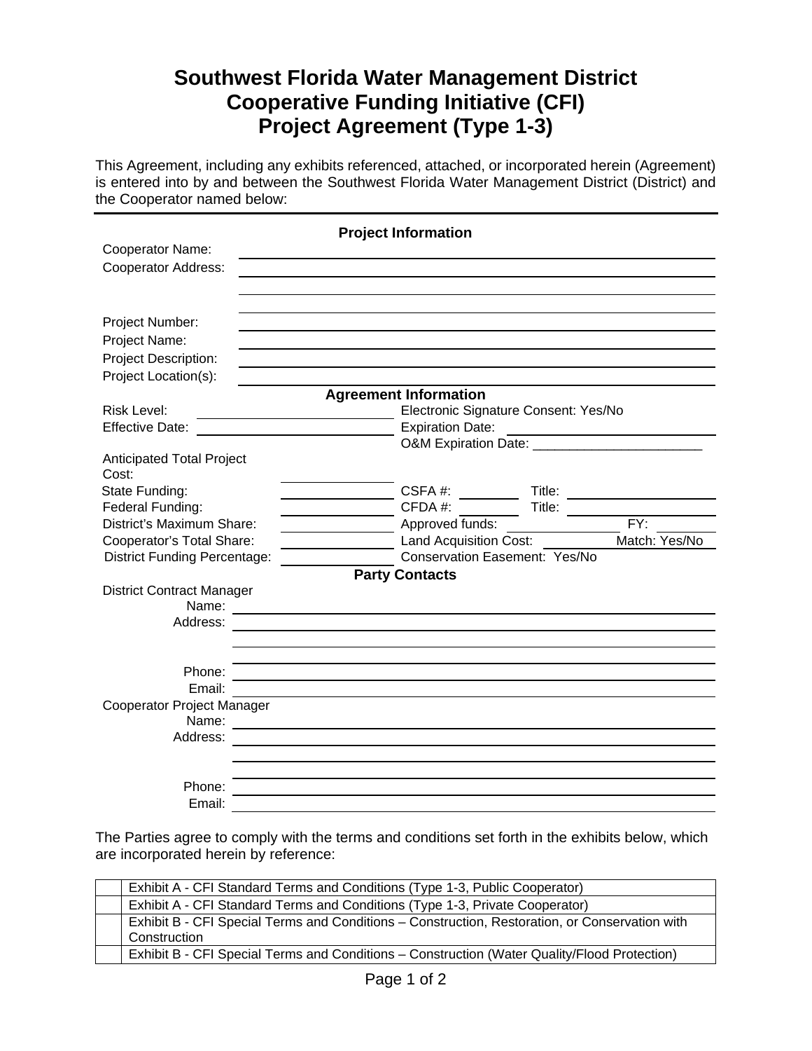# Southwest Florida Water Management District
# Cooperative Funding Initiative (CFI)
# Project Agreement (Type 1-3)

This Agreement, including any exhibits referenced, attached, or incorporated herein (Agreement) is entered into by and between the Southwest Florida Water Management District (District) and the Cooperator named below:

---

**Project Information**

Cooperator Name: ______________________________

Cooperator Address: ______________________________

______________________________

______________________________

Project Number: ______________________________

Project Name: ______________________________

Project Description: ______________________________

Project Location(s): ______________________________

**Agreement Information**

| | | | |
|---|---|---|---|
| Risk Level: | ________________ | Electronic Signature Consent: Yes/No | |
| Effective Date: | ________________ | Expiration Date: | ________________ |
| | | O&M Expiration Date: ________________ | |
| Anticipated Total Project Cost: | ________________ | | |
| State Funding: | ________________ | CSFA #: ________ | Title: ________________ |
| Federal Funding: | ________________ | CFDA #: ________ | Title: ________________ |
| District's Maximum Share: | ________________ | Approved funds: ____________ | FY: ________ |
| Cooperator's Total Share: | ________________ | Land Acquisition Cost: ________ | Match: Yes/No |
| District Funding Percentage: | ________________ | Conservation Easement: Yes/No | |

**Party Contacts**

District Contract Manager

Name: ______________________________

Address: ______________________________

______________________________

______________________________

Phone: ______________________________

Email: ______________________________

Cooperator Project Manager

Name: ______________________________

Address: ______________________________

______________________________

______________________________

Phone: ______________________________

Email: ______________________________

The Parties agree to comply with the terms and conditions set forth in the exhibits below, which are incorporated herein by reference:

| | |
|---|---|
| | Exhibit A - CFI Standard Terms and Conditions (Type 1-3, Public Cooperator) |
| | Exhibit A - CFI Standard Terms and Conditions (Type 1-3, Private Cooperator) |
| | Exhibit B - CFI Special Terms and Conditions – Construction, Restoration, or Conservation with Construction |
| | Exhibit B - CFI Special Terms and Conditions – Construction (Water Quality/Flood Protection) |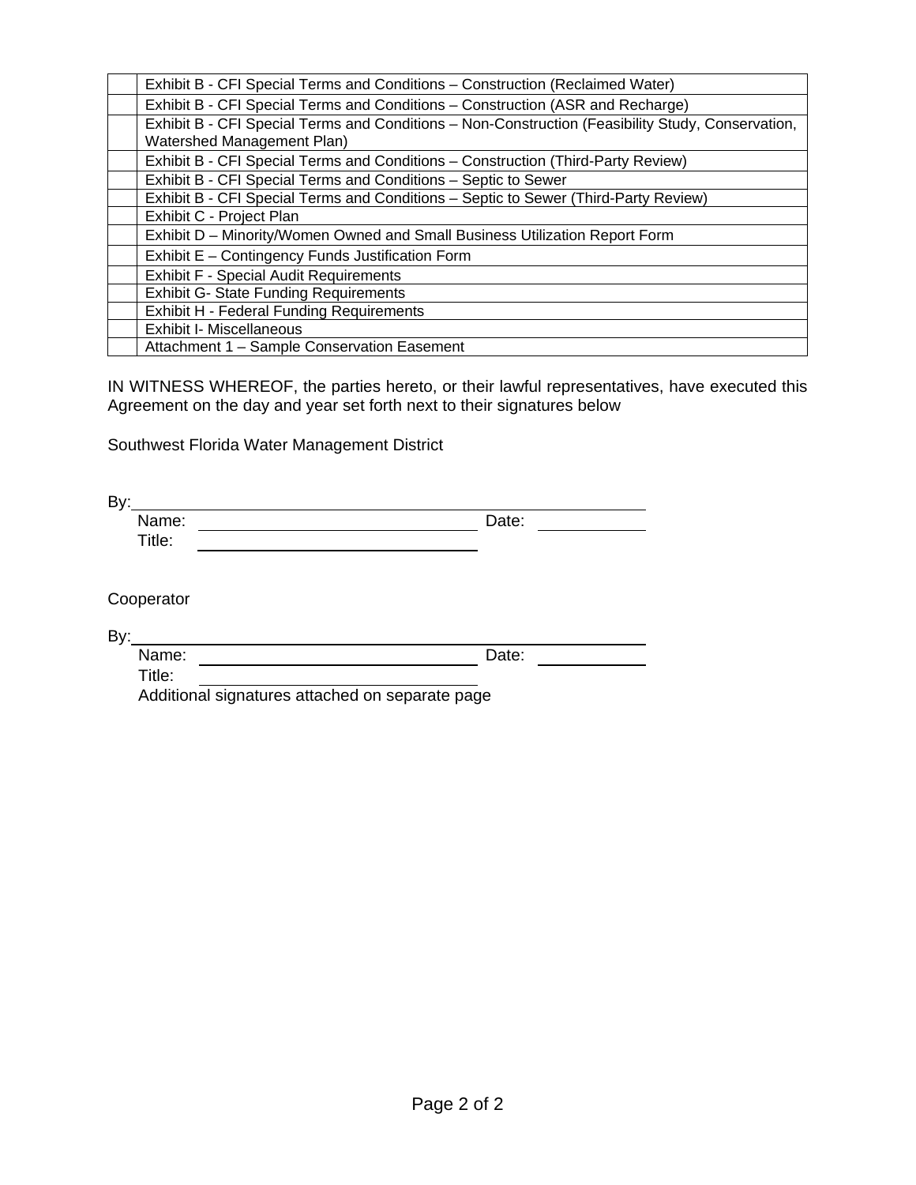| | |
|---|---|
| | Exhibit B - CFI Special Terms and Conditions – Construction (Reclaimed Water) |
| | Exhibit B - CFI Special Terms and Conditions – Construction (ASR and Recharge) |
| | Exhibit B - CFI Special Terms and Conditions – Non-Construction (Feasibility Study, Conservation, Watershed Management Plan) |
| | Exhibit B - CFI Special Terms and Conditions – Construction (Third-Party Review) |
| | Exhibit B - CFI Special Terms and Conditions – Septic to Sewer |
| | Exhibit B - CFI Special Terms and Conditions – Septic to Sewer (Third-Party Review) |
| | Exhibit C - Project Plan |
| | Exhibit D – Minority/Women Owned and Small Business Utilization Report Form |
| | Exhibit E – Contingency Funds Justification Form |
| | Exhibit F - Special Audit Requirements |
| | Exhibit G- State Funding Requirements |
| | Exhibit H - Federal Funding Requirements |
| | Exhibit I- Miscellaneous |
| | Attachment 1 – Sample Conservation Easement |

IN WITNESS WHEREOF, the parties hereto, or their lawful representatives, have executed this Agreement on the day and year set forth next to their signatures below

Southwest Florida Water Management District

By:______________________________________________

Name: ______________________________ Date: __________

Title: ______________________________

Cooperator

By:______________________________________________

Name: ______________________________ Date: __________

Title: ______________________________

Additional signatures attached on separate page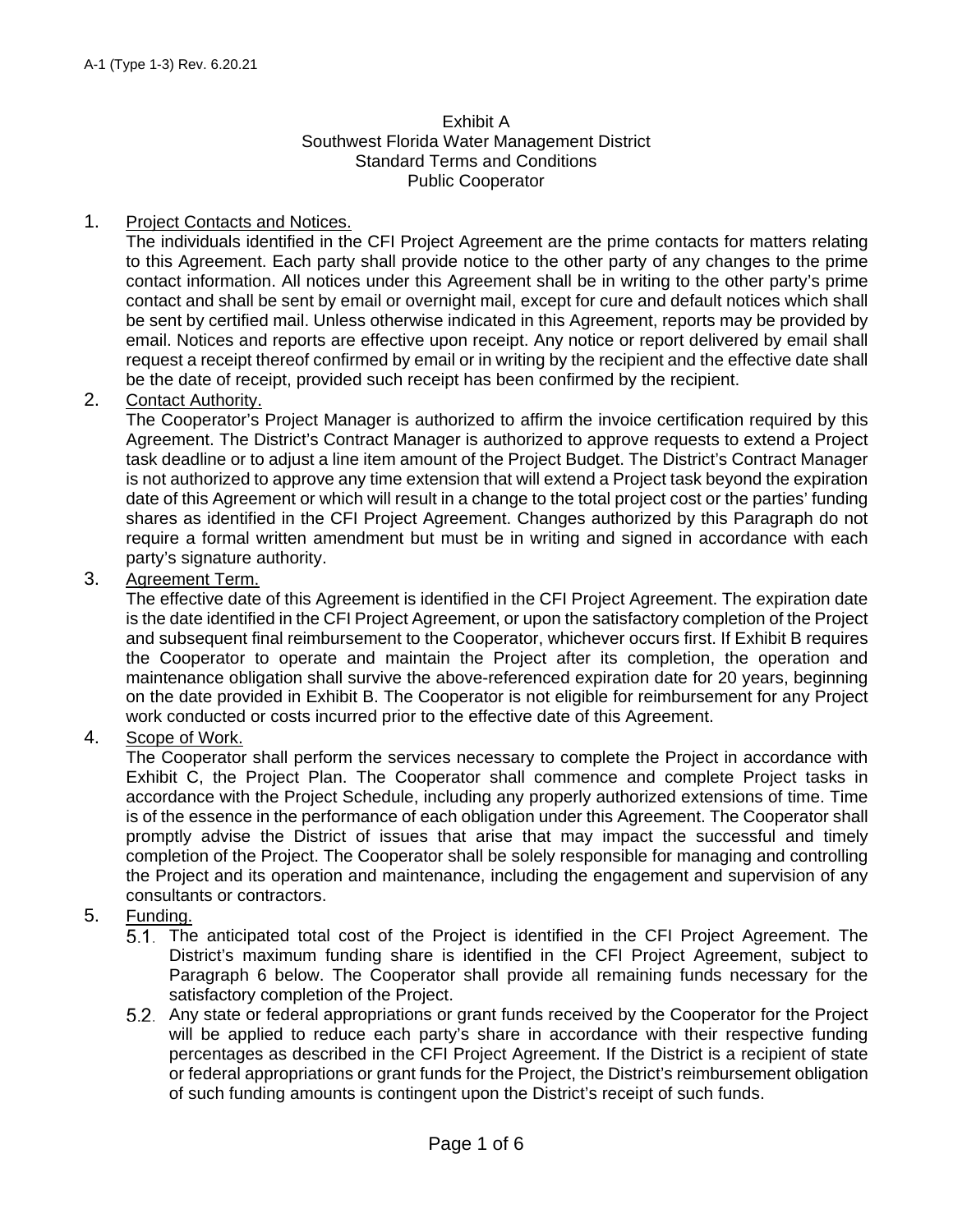A-1 (Type 1-3) Rev. 6.20.21

# Exhibit A
## Southwest Florida Water Management District
## Standard Terms and Conditions
## Public Cooperator

1. Project Contacts and Notices.
   The individuals identified in the CFI Project Agreement are the prime contacts for matters relating to this Agreement. Each party shall provide notice to the other party of any changes to the prime contact information. All notices under this Agreement shall be in writing to the other party's prime contact and shall be sent by email or overnight mail, except for cure and default notices which shall be sent by certified mail. Unless otherwise indicated in this Agreement, reports may be provided by email. Notices and reports are effective upon receipt. Any notice or report delivered by email shall request a receipt thereof confirmed by email or in writing by the recipient and the effective date shall be the date of receipt, provided such receipt has been confirmed by the recipient.

2. Contact Authority.
   The Cooperator's Project Manager is authorized to affirm the invoice certification required by this Agreement. The District's Contract Manager is authorized to approve requests to extend a Project task deadline or to adjust a line item amount of the Project Budget. The District's Contract Manager is not authorized to approve any time extension that will extend a Project task beyond the expiration date of this Agreement or which will result in a change to the total project cost or the parties' funding shares as identified in the CFI Project Agreement. Changes authorized by this Paragraph do not require a formal written amendment but must be in writing and signed in accordance with each party's signature authority.

3. Agreement Term.
   The effective date of this Agreement is identified in the CFI Project Agreement. The expiration date is the date identified in the CFI Project Agreement, or upon the satisfactory completion of the Project and subsequent final reimbursement to the Cooperator, whichever occurs first. If Exhibit B requires the Cooperator to operate and maintain the Project after its completion, the operation and maintenance obligation shall survive the above-referenced expiration date for 20 years, beginning on the date provided in Exhibit B. The Cooperator is not eligible for reimbursement for any Project work conducted or costs incurred prior to the effective date of this Agreement.

4. Scope of Work.
   The Cooperator shall perform the services necessary to complete the Project in accordance with Exhibit C, the Project Plan. The Cooperator shall commence and complete Project tasks in accordance with the Project Schedule, including any properly authorized extensions of time. Time is of the essence in the performance of each obligation under this Agreement. The Cooperator shall promptly advise the District of issues that arise that may impact the successful and timely completion of the Project. The Cooperator shall be solely responsible for managing and controlling the Project and its operation and maintenance, including the engagement and supervision of any consultants or contractors.

5. Funding.
   5.1. The anticipated total cost of the Project is identified in the CFI Project Agreement. The District's maximum funding share is identified in the CFI Project Agreement, subject to Paragraph 6 below. The Cooperator shall provide all remaining funds necessary for the satisfactory completion of the Project.
   5.2. Any state or federal appropriations or grant funds received by the Cooperator for the Project will be applied to reduce each party's share in accordance with their respective funding percentages as described in the CFI Project Agreement. If the District is a recipient of state or federal appropriations or grant funds for the Project, the District's reimbursement obligation of such funding amounts is contingent upon the District's receipt of such funds.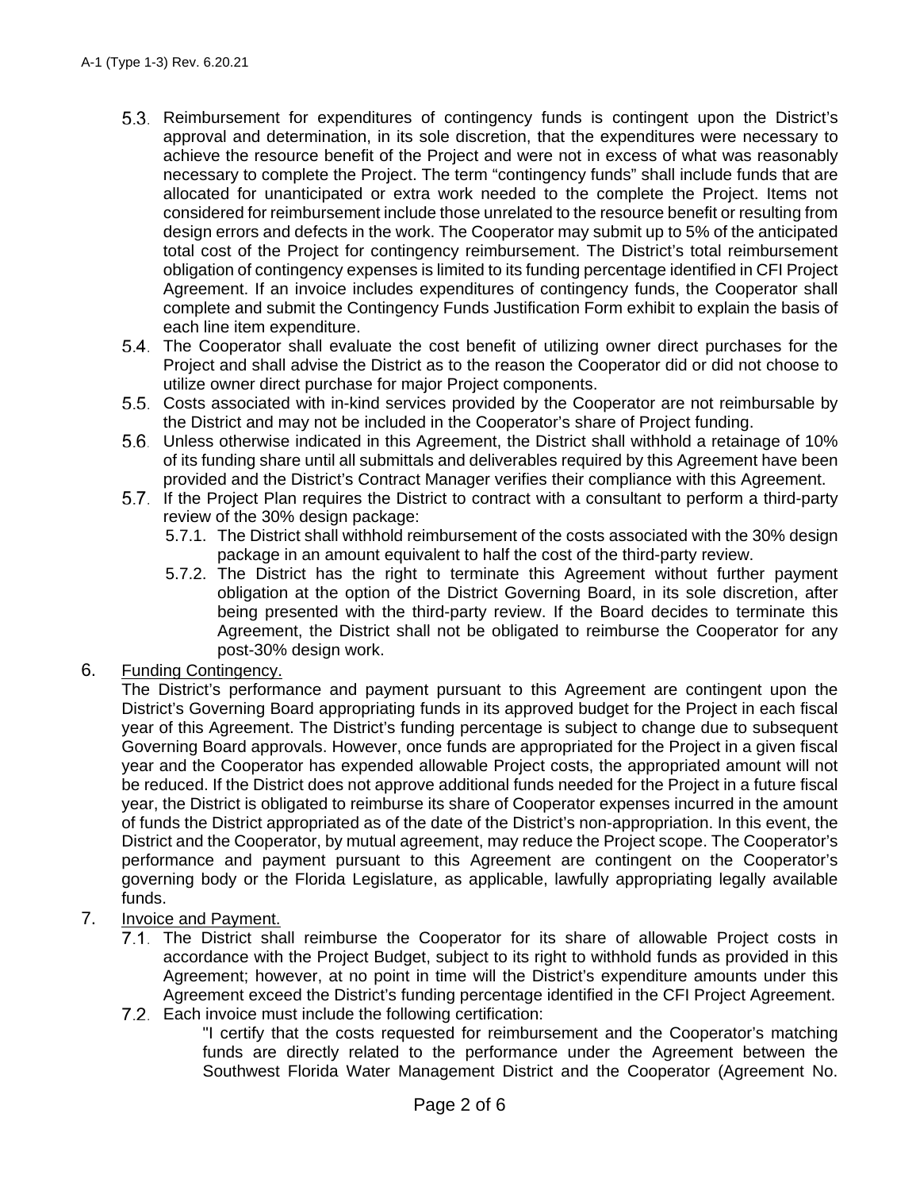5.3. Reimbursement for expenditures of contingency funds is contingent upon the District's approval and determination, in its sole discretion, that the expenditures were necessary to achieve the resource benefit of the Project and were not in excess of what was reasonably necessary to complete the Project. The term "contingency funds" shall include funds that are allocated for unanticipated or extra work needed to the complete the Project. Items not considered for reimbursement include those unrelated to the resource benefit or resulting from design errors and defects in the work. The Cooperator may submit up to 5% of the anticipated total cost of the Project for contingency reimbursement. The District's total reimbursement obligation of contingency expenses is limited to its funding percentage identified in CFI Project Agreement. If an invoice includes expenditures of contingency funds, the Cooperator shall complete and submit the Contingency Funds Justification Form exhibit to explain the basis of each line item expenditure.

5.4. The Cooperator shall evaluate the cost benefit of utilizing owner direct purchases for the Project and shall advise the District as to the reason the Cooperator did or did not choose to utilize owner direct purchase for major Project components.

5.5. Costs associated with in-kind services provided by the Cooperator are not reimbursable by the District and may not be included in the Cooperator's share of Project funding.

5.6. Unless otherwise indicated in this Agreement, the District shall withhold a retainage of 10% of its funding share until all submittals and deliverables required by this Agreement have been provided and the District's Contract Manager verifies their compliance with this Agreement.

5.7. If the Project Plan requires the District to contract with a consultant to perform a third-party review of the 30% design package:

5.7.1. The District shall withhold reimbursement of the costs associated with the 30% design package in an amount equivalent to half the cost of the third-party review.

5.7.2. The District has the right to terminate this Agreement without further payment obligation at the option of the District Governing Board, in its sole discretion, after being presented with the third-party review. If the Board decides to terminate this Agreement, the District shall not be obligated to reimburse the Cooperator for any post-30% design work.

6. <u>Funding Contingency.</u>

The District's performance and payment pursuant to this Agreement are contingent upon the District's Governing Board appropriating funds in its approved budget for the Project in each fiscal year of this Agreement. The District's funding percentage is subject to change due to subsequent Governing Board approvals. However, once funds are appropriated for the Project in a given fiscal year and the Cooperator has expended allowable Project costs, the appropriated amount will not be reduced. If the District does not approve additional funds needed for the Project in a future fiscal year, the District is obligated to reimburse its share of Cooperator expenses incurred in the amount of funds the District appropriated as of the date of the District's non-appropriation. In this event, the District and the Cooperator, by mutual agreement, may reduce the Project scope. The Cooperator's performance and payment pursuant to this Agreement are contingent on the Cooperator's governing body or the Florida Legislature, as applicable, lawfully appropriating legally available funds.

7. <u>Invoice and Payment.</u>

7.1. The District shall reimburse the Cooperator for its share of allowable Project costs in accordance with the Project Budget, subject to its right to withhold funds as provided in this Agreement; however, at no point in time will the District's expenditure amounts under this Agreement exceed the District's funding percentage identified in the CFI Project Agreement.

7.2. Each invoice must include the following certification:

"I certify that the costs requested for reimbursement and the Cooperator's matching funds are directly related to the performance under the Agreement between the Southwest Florida Water Management District and the Cooperator (Agreement No.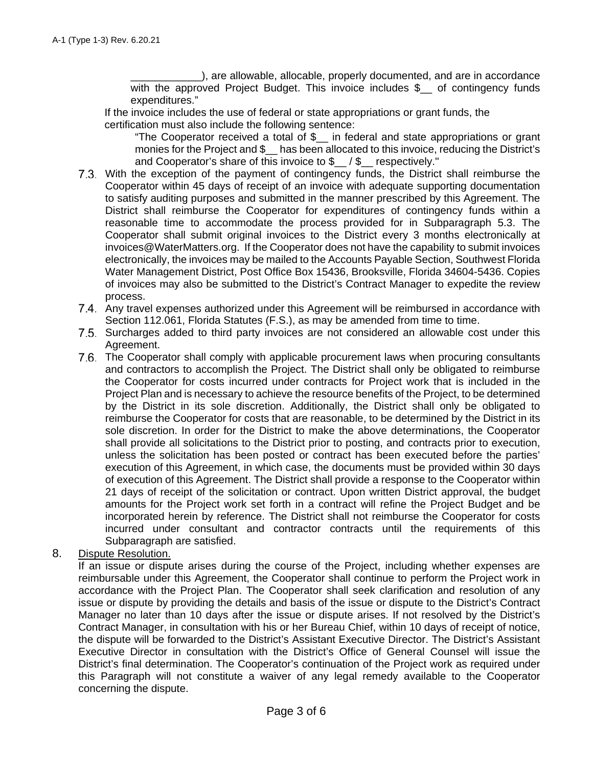____________), are allowable, allocable, properly documented, and are in accordance with the approved Project Budget. This invoice includes $__ of contingency funds expenditures."

If the invoice includes the use of federal or state appropriations or grant funds, the certification must also include the following sentence:

"The Cooperator received a total of $__ in federal and state appropriations or grant monies for the Project and $__ has been allocated to this invoice, reducing the District's and Cooperator's share of this invoice to $__ / $__ respectively."

7.3. With the exception of the payment of contingency funds, the District shall reimburse the Cooperator within 45 days of receipt of an invoice with adequate supporting documentation to satisfy auditing purposes and submitted in the manner prescribed by this Agreement. The District shall reimburse the Cooperator for expenditures of contingency funds within a reasonable time to accommodate the process provided for in Subparagraph 5.3. The Cooperator shall submit original invoices to the District every 3 months electronically at invoices@WaterMatters.org. If the Cooperator does not have the capability to submit invoices electronically, the invoices may be mailed to the Accounts Payable Section, Southwest Florida Water Management District, Post Office Box 15436, Brooksville, Florida 34604-5436. Copies of invoices may also be submitted to the District's Contract Manager to expedite the review process.

7.4. Any travel expenses authorized under this Agreement will be reimbursed in accordance with Section 112.061, Florida Statutes (F.S.), as may be amended from time to time.

7.5. Surcharges added to third party invoices are not considered an allowable cost under this Agreement.

7.6. The Cooperator shall comply with applicable procurement laws when procuring consultants and contractors to accomplish the Project. The District shall only be obligated to reimburse the Cooperator for costs incurred under contracts for Project work that is included in the Project Plan and is necessary to achieve the resource benefits of the Project, to be determined by the District in its sole discretion. Additionally, the District shall only be obligated to reimburse the Cooperator for costs that are reasonable, to be determined by the District in its sole discretion. In order for the District to make the above determinations, the Cooperator shall provide all solicitations to the District prior to posting, and contracts prior to execution, unless the solicitation has been posted or contract has been executed before the parties' execution of this Agreement, in which case, the documents must be provided within 30 days of execution of this Agreement. The District shall provide a response to the Cooperator within 21 days of receipt of the solicitation or contract. Upon written District approval, the budget amounts for the Project work set forth in a contract will refine the Project Budget and be incorporated herein by reference. The District shall not reimburse the Cooperator for costs incurred under consultant and contractor contracts until the requirements of this Subparagraph are satisfied.

8. Dispute Resolution.

If an issue or dispute arises during the course of the Project, including whether expenses are reimbursable under this Agreement, the Cooperator shall continue to perform the Project work in accordance with the Project Plan. The Cooperator shall seek clarification and resolution of any issue or dispute by providing the details and basis of the issue or dispute to the District's Contract Manager no later than 10 days after the issue or dispute arises. If not resolved by the District's Contract Manager, in consultation with his or her Bureau Chief, within 10 days of receipt of notice, the dispute will be forwarded to the District's Assistant Executive Director. The District's Assistant Executive Director in consultation with the District's Office of General Counsel will issue the District's final determination. The Cooperator's continuation of the Project work as required under this Paragraph will not constitute a waiver of any legal remedy available to the Cooperator concerning the dispute.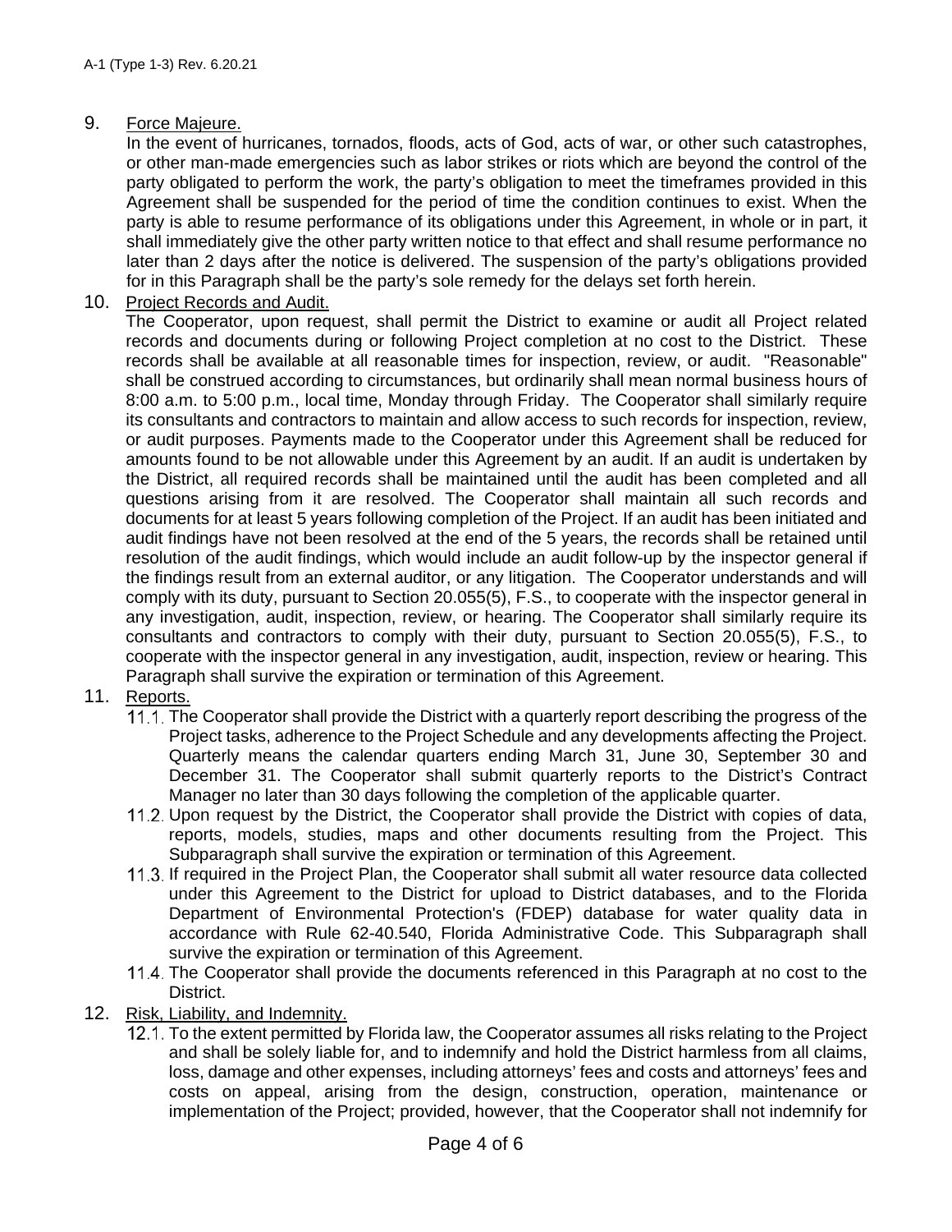9. <u>Force Majeure.</u>
   In the event of hurricanes, tornados, floods, acts of God, acts of war, or other such catastrophes, or other man-made emergencies such as labor strikes or riots which are beyond the control of the party obligated to perform the work, the party's obligation to meet the timeframes provided in this Agreement shall be suspended for the period of time the condition continues to exist. When the party is able to resume performance of its obligations under this Agreement, in whole or in part, it shall immediately give the other party written notice to that effect and shall resume performance no later than 2 days after the notice is delivered. The suspension of the party's obligations provided for in this Paragraph shall be the party's sole remedy for the delays set forth herein.

10. <u>Project Records and Audit.</u>
    The Cooperator, upon request, shall permit the District to examine or audit all Project related records and documents during or following Project completion at no cost to the District. These records shall be available at all reasonable times for inspection, review, or audit. "Reasonable" shall be construed according to circumstances, but ordinarily shall mean normal business hours of 8:00 a.m. to 5:00 p.m., local time, Monday through Friday. The Cooperator shall similarly require its consultants and contractors to maintain and allow access to such records for inspection, review, or audit purposes. Payments made to the Cooperator under this Agreement shall be reduced for amounts found to be not allowable under this Agreement by an audit. If an audit is undertaken by the District, all required records shall be maintained until the audit has been completed and all questions arising from it are resolved. The Cooperator shall maintain all such records and documents for at least 5 years following completion of the Project. If an audit has been initiated and audit findings have not been resolved at the end of the 5 years, the records shall be retained until resolution of the audit findings, which would include an audit follow-up by the inspector general if the findings result from an external auditor, or any litigation. The Cooperator understands and will comply with its duty, pursuant to Section 20.055(5), F.S., to cooperate with the inspector general in any investigation, audit, inspection, review, or hearing. The Cooperator shall similarly require its consultants and contractors to comply with their duty, pursuant to Section 20.055(5), F.S., to cooperate with the inspector general in any investigation, audit, inspection, review or hearing. This Paragraph shall survive the expiration or termination of this Agreement.

11. <u>Reports.</u>
    11.1. The Cooperator shall provide the District with a quarterly report describing the progress of the Project tasks, adherence to the Project Schedule and any developments affecting the Project. Quarterly means the calendar quarters ending March 31, June 30, September 30 and December 31. The Cooperator shall submit quarterly reports to the District's Contract Manager no later than 30 days following the completion of the applicable quarter.
    11.2. Upon request by the District, the Cooperator shall provide the District with copies of data, reports, models, studies, maps and other documents resulting from the Project. This Subparagraph shall survive the expiration or termination of this Agreement.
    11.3. If required in the Project Plan, the Cooperator shall submit all water resource data collected under this Agreement to the District for upload to District databases, and to the Florida Department of Environmental Protection's (FDEP) database for water quality data in accordance with Rule 62-40.540, Florida Administrative Code. This Subparagraph shall survive the expiration or termination of this Agreement.
    11.4. The Cooperator shall provide the documents referenced in this Paragraph at no cost to the District.

12. <u>Risk, Liability, and Indemnity.</u>
    12.1. To the extent permitted by Florida law, the Cooperator assumes all risks relating to the Project and shall be solely liable for, and to indemnify and hold the District harmless from all claims, loss, damage and other expenses, including attorneys' fees and costs and attorneys' fees and costs on appeal, arising from the design, construction, operation, maintenance or implementation of the Project; provided, however, that the Cooperator shall not indemnify for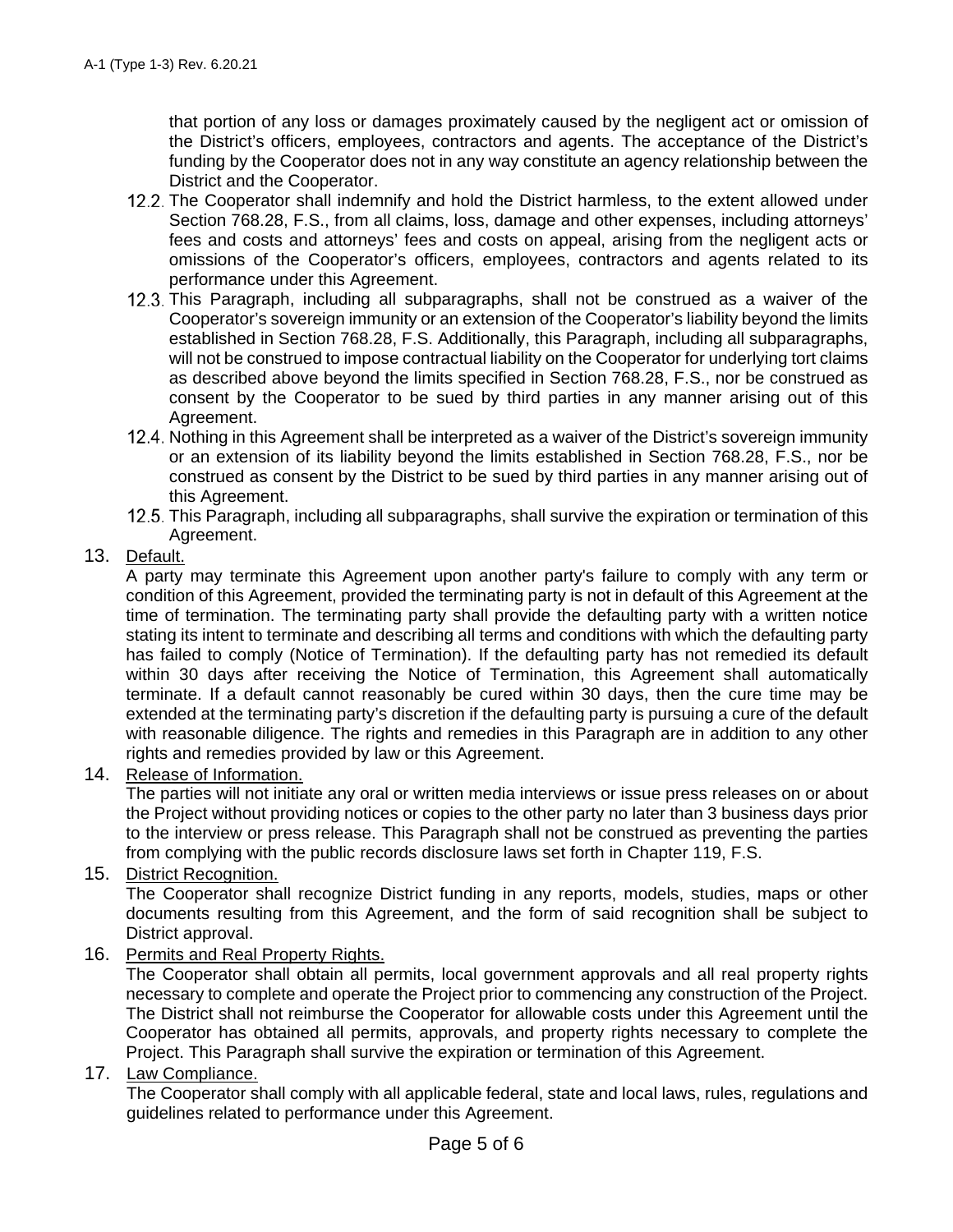that portion of any loss or damages proximately caused by the negligent act or omission of the District's officers, employees, contractors and agents. The acceptance of the District's funding by the Cooperator does not in any way constitute an agency relationship between the District and the Cooperator.

12.2. The Cooperator shall indemnify and hold the District harmless, to the extent allowed under Section 768.28, F.S., from all claims, loss, damage and other expenses, including attorneys' fees and costs and attorneys' fees and costs on appeal, arising from the negligent acts or omissions of the Cooperator's officers, employees, contractors and agents related to its performance under this Agreement.

12.3. This Paragraph, including all subparagraphs, shall not be construed as a waiver of the Cooperator's sovereign immunity or an extension of the Cooperator's liability beyond the limits established in Section 768.28, F.S. Additionally, this Paragraph, including all subparagraphs, will not be construed to impose contractual liability on the Cooperator for underlying tort claims as described above beyond the limits specified in Section 768.28, F.S., nor be construed as consent by the Cooperator to be sued by third parties in any manner arising out of this Agreement.

12.4. Nothing in this Agreement shall be interpreted as a waiver of the District's sovereign immunity or an extension of its liability beyond the limits established in Section 768.28, F.S., nor be construed as consent by the District to be sued by third parties in any manner arising out of this Agreement.

12.5. This Paragraph, including all subparagraphs, shall survive the expiration or termination of this Agreement.

13. Default.

A party may terminate this Agreement upon another party's failure to comply with any term or condition of this Agreement, provided the terminating party is not in default of this Agreement at the time of termination. The terminating party shall provide the defaulting party with a written notice stating its intent to terminate and describing all terms and conditions with which the defaulting party has failed to comply (Notice of Termination). If the defaulting party has not remedied its default within 30 days after receiving the Notice of Termination, this Agreement shall automatically terminate. If a default cannot reasonably be cured within 30 days, then the cure time may be extended at the terminating party's discretion if the defaulting party is pursuing a cure of the default with reasonable diligence. The rights and remedies in this Paragraph are in addition to any other rights and remedies provided by law or this Agreement.

14. Release of Information.

The parties will not initiate any oral or written media interviews or issue press releases on or about the Project without providing notices or copies to the other party no later than 3 business days prior to the interview or press release. This Paragraph shall not be construed as preventing the parties from complying with the public records disclosure laws set forth in Chapter 119, F.S.

15. District Recognition.

The Cooperator shall recognize District funding in any reports, models, studies, maps or other documents resulting from this Agreement, and the form of said recognition shall be subject to District approval.

16. Permits and Real Property Rights.

The Cooperator shall obtain all permits, local government approvals and all real property rights necessary to complete and operate the Project prior to commencing any construction of the Project. The District shall not reimburse the Cooperator for allowable costs under this Agreement until the Cooperator has obtained all permits, approvals, and property rights necessary to complete the Project. This Paragraph shall survive the expiration or termination of this Agreement.

17. Law Compliance.

The Cooperator shall comply with all applicable federal, state and local laws, rules, regulations and guidelines related to performance under this Agreement.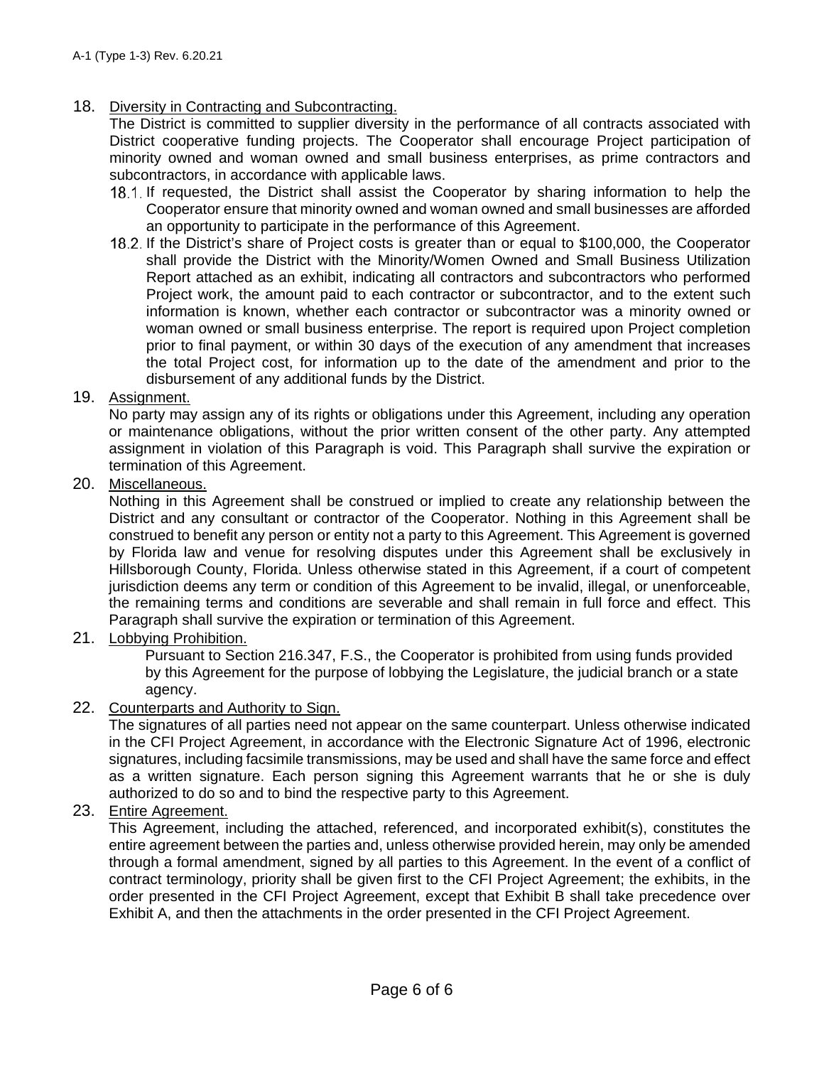18. Diversity in Contracting and Subcontracting.

The District is committed to supplier diversity in the performance of all contracts associated with District cooperative funding projects. The Cooperator shall encourage Project participation of minority owned and woman owned and small business enterprises, as prime contractors and subcontractors, in accordance with applicable laws.

18.1. If requested, the District shall assist the Cooperator by sharing information to help the Cooperator ensure that minority owned and woman owned and small businesses are afforded an opportunity to participate in the performance of this Agreement.

18.2. If the District's share of Project costs is greater than or equal to $100,000, the Cooperator shall provide the District with the Minority/Women Owned and Small Business Utilization Report attached as an exhibit, indicating all contractors and subcontractors who performed Project work, the amount paid to each contractor or subcontractor, and to the extent such information is known, whether each contractor or subcontractor was a minority owned or woman owned or small business enterprise. The report is required upon Project completion prior to final payment, or within 30 days of the execution of any amendment that increases the total Project cost, for information up to the date of the amendment and prior to the disbursement of any additional funds by the District.

19. Assignment.

No party may assign any of its rights or obligations under this Agreement, including any operation or maintenance obligations, without the prior written consent of the other party. Any attempted assignment in violation of this Paragraph is void. This Paragraph shall survive the expiration or termination of this Agreement.

20. Miscellaneous.

Nothing in this Agreement shall be construed or implied to create any relationship between the District and any consultant or contractor of the Cooperator. Nothing in this Agreement shall be construed to benefit any person or entity not a party to this Agreement. This Agreement is governed by Florida law and venue for resolving disputes under this Agreement shall be exclusively in Hillsborough County, Florida. Unless otherwise stated in this Agreement, if a court of competent jurisdiction deems any term or condition of this Agreement to be invalid, illegal, or unenforceable, the remaining terms and conditions are severable and shall remain in full force and effect. This Paragraph shall survive the expiration or termination of this Agreement.

21. Lobbying Prohibition.

Pursuant to Section 216.347, F.S., the Cooperator is prohibited from using funds provided by this Agreement for the purpose of lobbying the Legislature, the judicial branch or a state agency.

22. Counterparts and Authority to Sign.

The signatures of all parties need not appear on the same counterpart. Unless otherwise indicated in the CFI Project Agreement, in accordance with the Electronic Signature Act of 1996, electronic signatures, including facsimile transmissions, may be used and shall have the same force and effect as a written signature. Each person signing this Agreement warrants that he or she is duly authorized to do so and to bind the respective party to this Agreement.

23. Entire Agreement.

This Agreement, including the attached, referenced, and incorporated exhibit(s), constitutes the entire agreement between the parties and, unless otherwise provided herein, may only be amended through a formal amendment, signed by all parties to this Agreement. In the event of a conflict of contract terminology, priority shall be given first to the CFI Project Agreement; the exhibits, in the order presented in the CFI Project Agreement, except that Exhibit B shall take precedence over Exhibit A, and then the attachments in the order presented in the CFI Project Agreement.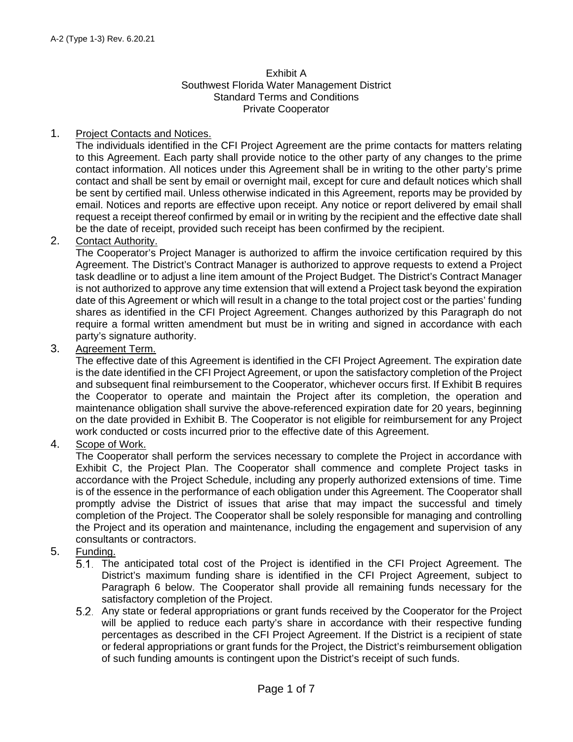A-2 (Type 1-3) Rev. 6.20.21

Exhibit A
Southwest Florida Water Management District
Standard Terms and Conditions
Private Cooperator

1. Project Contacts and Notices.
   The individuals identified in the CFI Project Agreement are the prime contacts for matters relating to this Agreement. Each party shall provide notice to the other party of any changes to the prime contact information. All notices under this Agreement shall be in writing to the other party's prime contact and shall be sent by email or overnight mail, except for cure and default notices which shall be sent by certified mail. Unless otherwise indicated in this Agreement, reports may be provided by email. Notices and reports are effective upon receipt. Any notice or report delivered by email shall request a receipt thereof confirmed by email or in writing by the recipient and the effective date shall be the date of receipt, provided such receipt has been confirmed by the recipient.

2. Contact Authority.
   The Cooperator's Project Manager is authorized to affirm the invoice certification required by this Agreement. The District's Contract Manager is authorized to approve requests to extend a Project task deadline or to adjust a line item amount of the Project Budget. The District's Contract Manager is not authorized to approve any time extension that will extend a Project task beyond the expiration date of this Agreement or which will result in a change to the total project cost or the parties' funding shares as identified in the CFI Project Agreement. Changes authorized by this Paragraph do not require a formal written amendment but must be in writing and signed in accordance with each party's signature authority.

3. Agreement Term.
   The effective date of this Agreement is identified in the CFI Project Agreement. The expiration date is the date identified in the CFI Project Agreement, or upon the satisfactory completion of the Project and subsequent final reimbursement to the Cooperator, whichever occurs first. If Exhibit B requires the Cooperator to operate and maintain the Project after its completion, the operation and maintenance obligation shall survive the above-referenced expiration date for 20 years, beginning on the date provided in Exhibit B. The Cooperator is not eligible for reimbursement for any Project work conducted or costs incurred prior to the effective date of this Agreement.

4. Scope of Work.
   The Cooperator shall perform the services necessary to complete the Project in accordance with Exhibit C, the Project Plan. The Cooperator shall commence and complete Project tasks in accordance with the Project Schedule, including any properly authorized extensions of time. Time is of the essence in the performance of each obligation under this Agreement. The Cooperator shall promptly advise the District of issues that arise that may impact the successful and timely completion of the Project. The Cooperator shall be solely responsible for managing and controlling the Project and its operation and maintenance, including the engagement and supervision of any consultants or contractors.

5. Funding.
   5.1. The anticipated total cost of the Project is identified in the CFI Project Agreement. The District's maximum funding share is identified in the CFI Project Agreement, subject to Paragraph 6 below. The Cooperator shall provide all remaining funds necessary for the satisfactory completion of the Project.
   5.2. Any state or federal appropriations or grant funds received by the Cooperator for the Project will be applied to reduce each party's share in accordance with their respective funding percentages as described in the CFI Project Agreement. If the District is a recipient of state or federal appropriations or grant funds for the Project, the District's reimbursement obligation of such funding amounts is contingent upon the District's receipt of such funds.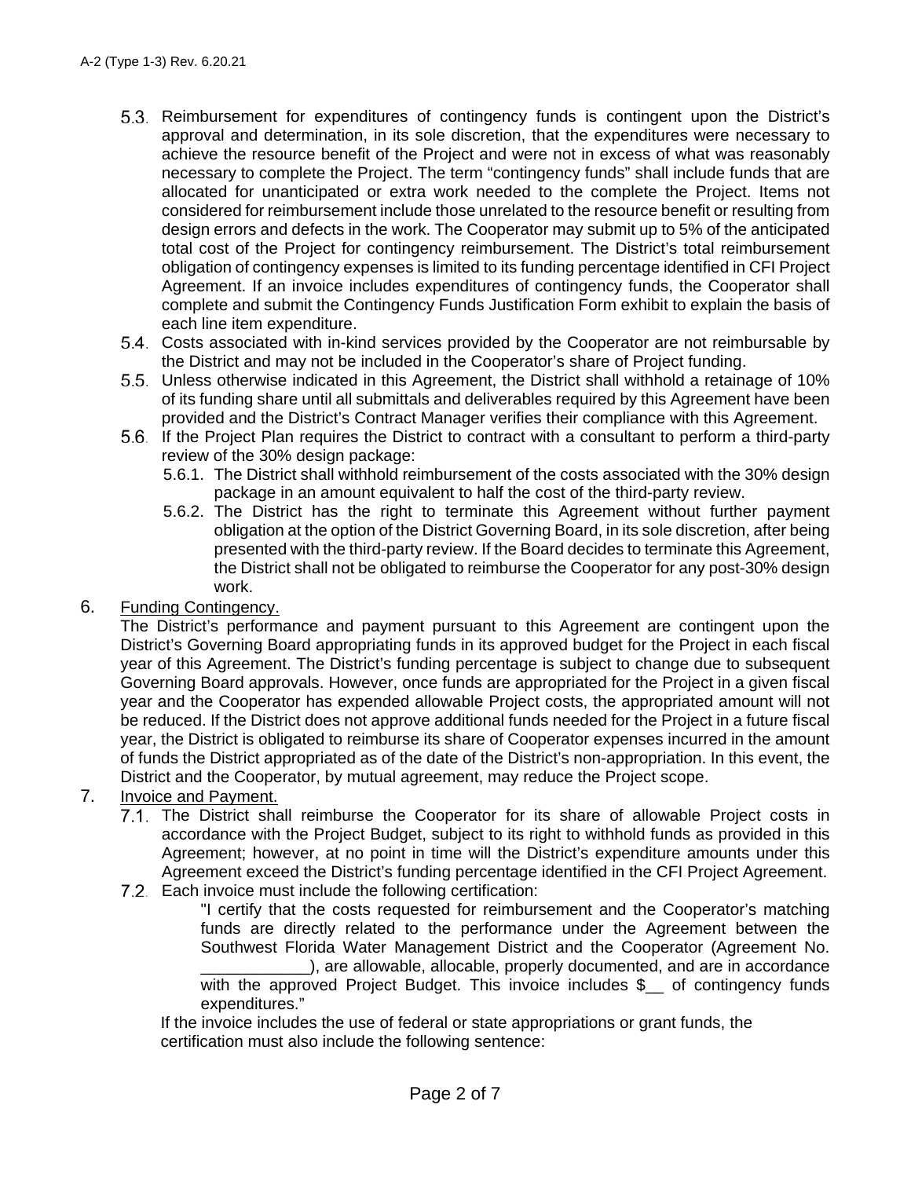5.3. Reimbursement for expenditures of contingency funds is contingent upon the District's approval and determination, in its sole discretion, that the expenditures were necessary to achieve the resource benefit of the Project and were not in excess of what was reasonably necessary to complete the Project. The term "contingency funds" shall include funds that are allocated for unanticipated or extra work needed to the complete the Project. Items not considered for reimbursement include those unrelated to the resource benefit or resulting from design errors and defects in the work. The Cooperator may submit up to 5% of the anticipated total cost of the Project for contingency reimbursement. The District's total reimbursement obligation of contingency expenses is limited to its funding percentage identified in CFI Project Agreement. If an invoice includes expenditures of contingency funds, the Cooperator shall complete and submit the Contingency Funds Justification Form exhibit to explain the basis of each line item expenditure.

5.4. Costs associated with in-kind services provided by the Cooperator are not reimbursable by the District and may not be included in the Cooperator's share of Project funding.

5.5. Unless otherwise indicated in this Agreement, the District shall withhold a retainage of 10% of its funding share until all submittals and deliverables required by this Agreement have been provided and the District's Contract Manager verifies their compliance with this Agreement.

5.6. If the Project Plan requires the District to contract with a consultant to perform a third-party review of the 30% design package:

   5.6.1. The District shall withhold reimbursement of the costs associated with the 30% design package in an amount equivalent to half the cost of the third-party review.

   5.6.2. The District has the right to terminate this Agreement without further payment obligation at the option of the District Governing Board, in its sole discretion, after being presented with the third-party review. If the Board decides to terminate this Agreement, the District shall not be obligated to reimburse the Cooperator for any post-30% design work.

6. <u>Funding Contingency.</u>

The District's performance and payment pursuant to this Agreement are contingent upon the District's Governing Board appropriating funds in its approved budget for the Project in each fiscal year of this Agreement. The District's funding percentage is subject to change due to subsequent Governing Board approvals. However, once funds are appropriated for the Project in a given fiscal year and the Cooperator has expended allowable Project costs, the appropriated amount will not be reduced. If the District does not approve additional funds needed for the Project in a future fiscal year, the District is obligated to reimburse its share of Cooperator expenses incurred in the amount of funds the District appropriated as of the date of the District's non-appropriation. In this event, the District and the Cooperator, by mutual agreement, may reduce the Project scope.

7. <u>Invoice and Payment.</u>

7.1. The District shall reimburse the Cooperator for its share of allowable Project costs in accordance with the Project Budget, subject to its right to withhold funds as provided in this Agreement; however, at no point in time will the District's expenditure amounts under this Agreement exceed the District's funding percentage identified in the CFI Project Agreement.

7.2. Each invoice must include the following certification:

> "I certify that the costs requested for reimbursement and the Cooperator's matching funds are directly related to the performance under the Agreement between the Southwest Florida Water Management District and the Cooperator (Agreement No. ____________), are allowable, allocable, properly documented, and are in accordance with the approved Project Budget. This invoice includes $__ of contingency funds expenditures."

If the invoice includes the use of federal or state appropriations or grant funds, the certification must also include the following sentence: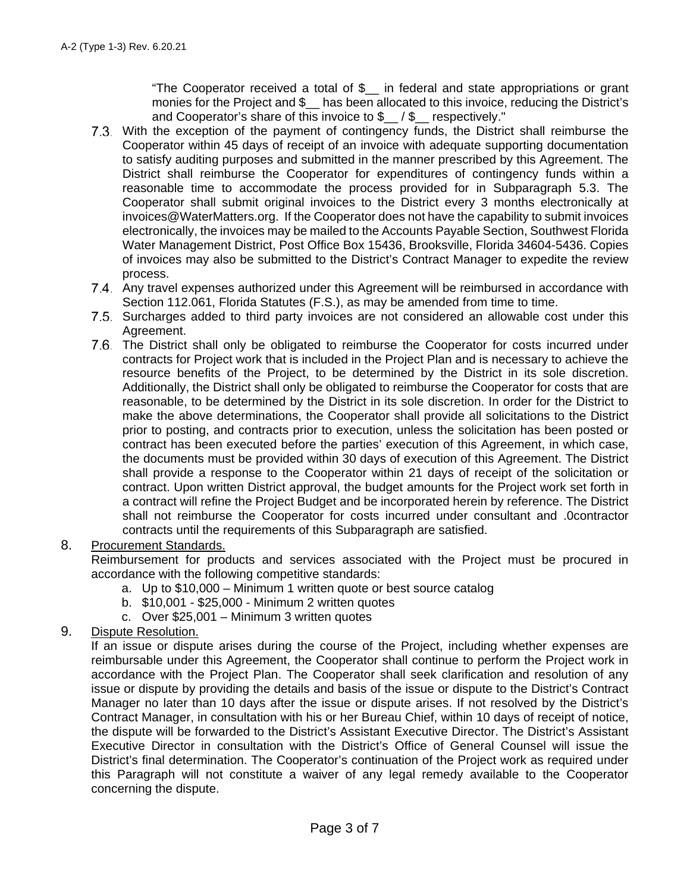"The Cooperator received a total of $__ in federal and state appropriations or grant monies for the Project and $__ has been allocated to this invoice, reducing the District's and Cooperator's share of this invoice to $__ / $__ respectively."

7.3. With the exception of the payment of contingency funds, the District shall reimburse the Cooperator within 45 days of receipt of an invoice with adequate supporting documentation to satisfy auditing purposes and submitted in the manner prescribed by this Agreement. The District shall reimburse the Cooperator for expenditures of contingency funds within a reasonable time to accommodate the process provided for in Subparagraph 5.3. The Cooperator shall submit original invoices to the District every 3 months electronically at invoices@WaterMatters.org. If the Cooperator does not have the capability to submit invoices electronically, the invoices may be mailed to the Accounts Payable Section, Southwest Florida Water Management District, Post Office Box 15436, Brooksville, Florida 34604-5436. Copies of invoices may also be submitted to the District's Contract Manager to expedite the review process.

7.4. Any travel expenses authorized under this Agreement will be reimbursed in accordance with Section 112.061, Florida Statutes (F.S.), as may be amended from time to time.

7.5. Surcharges added to third party invoices are not considered an allowable cost under this Agreement.

7.6. The District shall only be obligated to reimburse the Cooperator for costs incurred under contracts for Project work that is included in the Project Plan and is necessary to achieve the resource benefits of the Project, to be determined by the District in its sole discretion. Additionally, the District shall only be obligated to reimburse the Cooperator for costs that are reasonable, to be determined by the District in its sole discretion. In order for the District to make the above determinations, the Cooperator shall provide all solicitations to the District prior to posting, and contracts prior to execution, unless the solicitation has been posted or contract has been executed before the parties' execution of this Agreement, in which case, the documents must be provided within 30 days of execution of this Agreement. The District shall provide a response to the Cooperator within 21 days of receipt of the solicitation or contract. Upon written District approval, the budget amounts for the Project work set forth in a contract will refine the Project Budget and be incorporated herein by reference. The District shall not reimburse the Cooperator for costs incurred under consultant and .0contractor contracts until the requirements of this Subparagraph are satisfied.

8. <u>Procurement Standards.</u>
Reimbursement for products and services associated with the Project must be procured in accordance with the following competitive standards:
   a. Up to $10,000 – Minimum 1 written quote or best source catalog
   b. $10,001 - $25,000 - Minimum 2 written quotes
   c. Over $25,001 – Minimum 3 written quotes

9. <u>Dispute Resolution.</u>
If an issue or dispute arises during the course of the Project, including whether expenses are reimbursable under this Agreement, the Cooperator shall continue to perform the Project work in accordance with the Project Plan. The Cooperator shall seek clarification and resolution of any issue or dispute by providing the details and basis of the issue or dispute to the District's Contract Manager no later than 10 days after the issue or dispute arises. If not resolved by the District's Contract Manager, in consultation with his or her Bureau Chief, within 10 days of receipt of notice, the dispute will be forwarded to the District's Assistant Executive Director. The District's Assistant Executive Director in consultation with the District's Office of General Counsel will issue the District's final determination. The Cooperator's continuation of the Project work as required under this Paragraph will not constitute a waiver of any legal remedy available to the Cooperator concerning the dispute.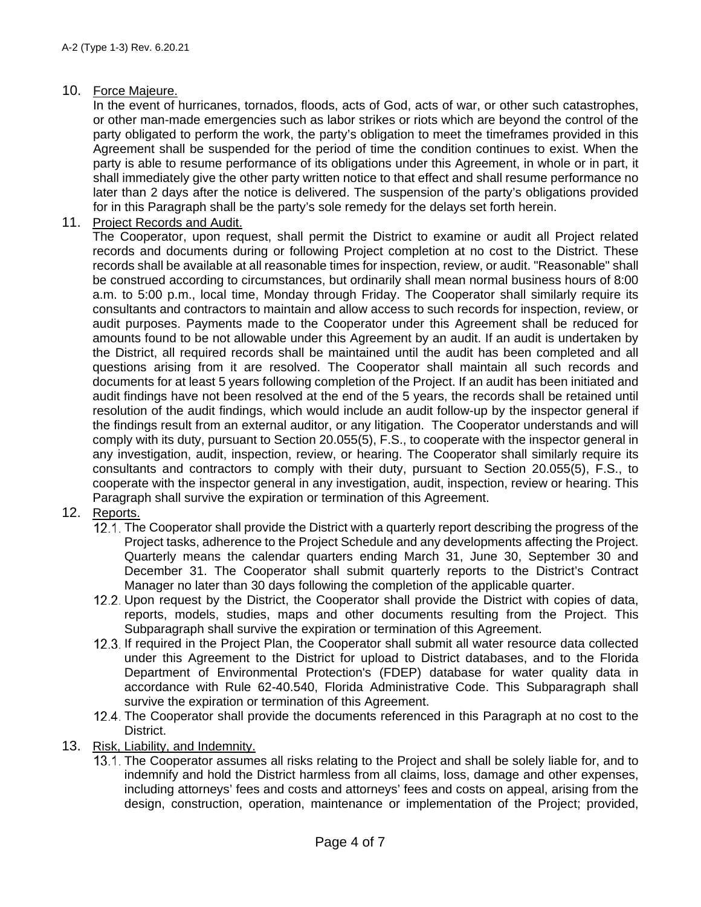10. Force Majeure.

    In the event of hurricanes, tornados, floods, acts of God, acts of war, or other such catastrophes, or other man-made emergencies such as labor strikes or riots which are beyond the control of the party obligated to perform the work, the party's obligation to meet the timeframes provided in this Agreement shall be suspended for the period of time the condition continues to exist. When the party is able to resume performance of its obligations under this Agreement, in whole or in part, it shall immediately give the other party written notice to that effect and shall resume performance no later than 2 days after the notice is delivered. The suspension of the party's obligations provided for in this Paragraph shall be the party's sole remedy for the delays set forth herein.

11. Project Records and Audit.

    The Cooperator, upon request, shall permit the District to examine or audit all Project related records and documents during or following Project completion at no cost to the District. These records shall be available at all reasonable times for inspection, review, or audit. "Reasonable" shall be construed according to circumstances, but ordinarily shall mean normal business hours of 8:00 a.m. to 5:00 p.m., local time, Monday through Friday. The Cooperator shall similarly require its consultants and contractors to maintain and allow access to such records for inspection, review, or audit purposes. Payments made to the Cooperator under this Agreement shall be reduced for amounts found to be not allowable under this Agreement by an audit. If an audit is undertaken by the District, all required records shall be maintained until the audit has been completed and all questions arising from it are resolved. The Cooperator shall maintain all such records and documents for at least 5 years following completion of the Project. If an audit has been initiated and audit findings have not been resolved at the end of the 5 years, the records shall be retained until resolution of the audit findings, which would include an audit follow-up by the inspector general if the findings result from an external auditor, or any litigation. The Cooperator understands and will comply with its duty, pursuant to Section 20.055(5), F.S., to cooperate with the inspector general in any investigation, audit, inspection, review, or hearing. The Cooperator shall similarly require its consultants and contractors to comply with their duty, pursuant to Section 20.055(5), F.S., to cooperate with the inspector general in any investigation, audit, inspection, review or hearing. This Paragraph shall survive the expiration or termination of this Agreement.

12. Reports.

    12.1. The Cooperator shall provide the District with a quarterly report describing the progress of the Project tasks, adherence to the Project Schedule and any developments affecting the Project. Quarterly means the calendar quarters ending March 31, June 30, September 30 and December 31. The Cooperator shall submit quarterly reports to the District's Contract Manager no later than 30 days following the completion of the applicable quarter.

    12.2. Upon request by the District, the Cooperator shall provide the District with copies of data, reports, models, studies, maps and other documents resulting from the Project. This Subparagraph shall survive the expiration or termination of this Agreement.

    12.3. If required in the Project Plan, the Cooperator shall submit all water resource data collected under this Agreement to the District for upload to District databases, and to the Florida Department of Environmental Protection's (FDEP) database for water quality data in accordance with Rule 62-40.540, Florida Administrative Code. This Subparagraph shall survive the expiration or termination of this Agreement.

    12.4. The Cooperator shall provide the documents referenced in this Paragraph at no cost to the District.

13. Risk, Liability, and Indemnity.

    13.1. The Cooperator assumes all risks relating to the Project and shall be solely liable for, and to indemnify and hold the District harmless from all claims, loss, damage and other expenses, including attorneys' fees and costs and attorneys' fees and costs on appeal, arising from the design, construction, operation, maintenance or implementation of the Project; provided,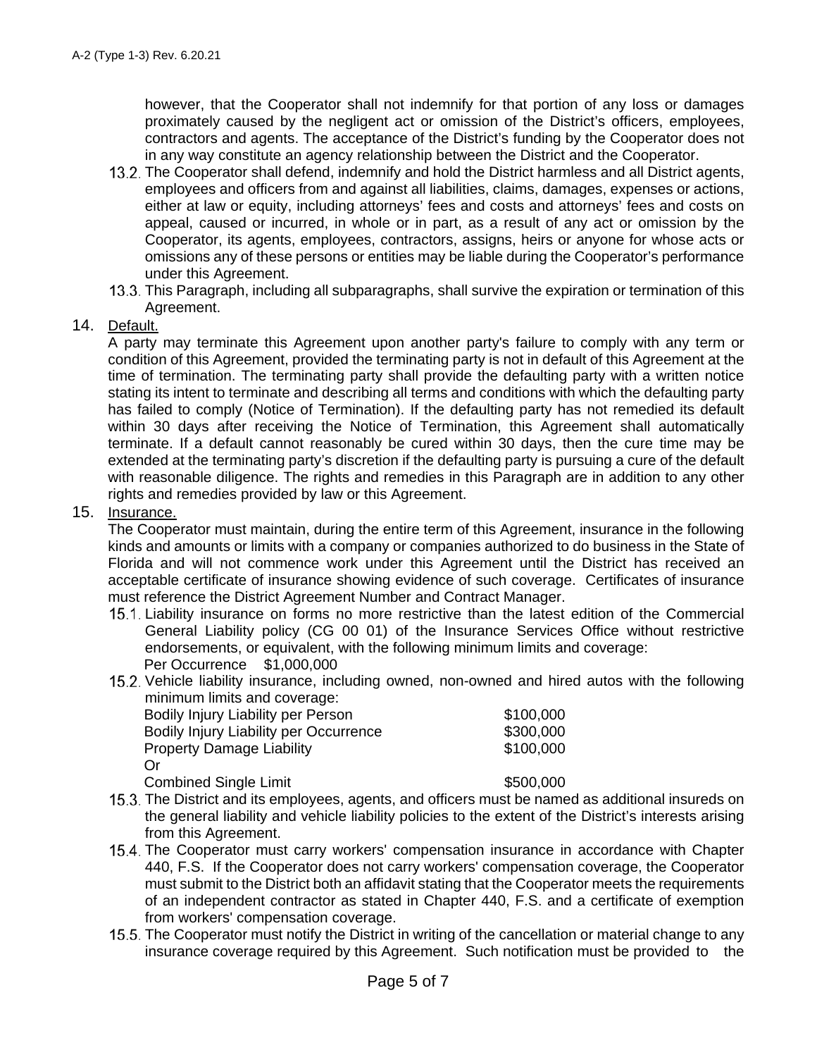however, that the Cooperator shall not indemnify for that portion of any loss or damages proximately caused by the negligent act or omission of the District's officers, employees, contractors and agents. The acceptance of the District's funding by the Cooperator does not in any way constitute an agency relationship between the District and the Cooperator.

13.2. The Cooperator shall defend, indemnify and hold the District harmless and all District agents, employees and officers from and against all liabilities, claims, damages, expenses or actions, either at law or equity, including attorneys' fees and costs and attorneys' fees and costs on appeal, caused or incurred, in whole or in part, as a result of any act or omission by the Cooperator, its agents, employees, contractors, assigns, heirs or anyone for whose acts or omissions any of these persons or entities may be liable during the Cooperator's performance under this Agreement.

13.3. This Paragraph, including all subparagraphs, shall survive the expiration or termination of this Agreement.

14. Default.

A party may terminate this Agreement upon another party's failure to comply with any term or condition of this Agreement, provided the terminating party is not in default of this Agreement at the time of termination. The terminating party shall provide the defaulting party with a written notice stating its intent to terminate and describing all terms and conditions with which the defaulting party has failed to comply (Notice of Termination). If the defaulting party has not remedied its default within 30 days after receiving the Notice of Termination, this Agreement shall automatically terminate. If a default cannot reasonably be cured within 30 days, then the cure time may be extended at the terminating party's discretion if the defaulting party is pursuing a cure of the default with reasonable diligence. The rights and remedies in this Paragraph are in addition to any other rights and remedies provided by law or this Agreement.

15. Insurance.

The Cooperator must maintain, during the entire term of this Agreement, insurance in the following kinds and amounts or limits with a company or companies authorized to do business in the State of Florida and will not commence work under this Agreement until the District has received an acceptable certificate of insurance showing evidence of such coverage. Certificates of insurance must reference the District Agreement Number and Contract Manager.

15.1. Liability insurance on forms no more restrictive than the latest edition of the Commercial General Liability policy (CG 00 01) of the Insurance Services Office without restrictive endorsements, or equivalent, with the following minimum limits and coverage:

Per Occurrence $1,000,000

15.2. Vehicle liability insurance, including owned, non-owned and hired autos with the following minimum limits and coverage:

| | |
|---|---|
| Bodily Injury Liability per Person | $100,000 |
| Bodily Injury Liability per Occurrence | $300,000 |
| Property Damage Liability | $100,000 |
| Or | |
| Combined Single Limit | $500,000 |

15.3. The District and its employees, agents, and officers must be named as additional insureds on the general liability and vehicle liability policies to the extent of the District's interests arising from this Agreement.

15.4. The Cooperator must carry workers' compensation insurance in accordance with Chapter 440, F.S. If the Cooperator does not carry workers' compensation coverage, the Cooperator must submit to the District both an affidavit stating that the Cooperator meets the requirements of an independent contractor as stated in Chapter 440, F.S. and a certificate of exemption from workers' compensation coverage.

15.5. The Cooperator must notify the District in writing of the cancellation or material change to any insurance coverage required by this Agreement. Such notification must be provided to the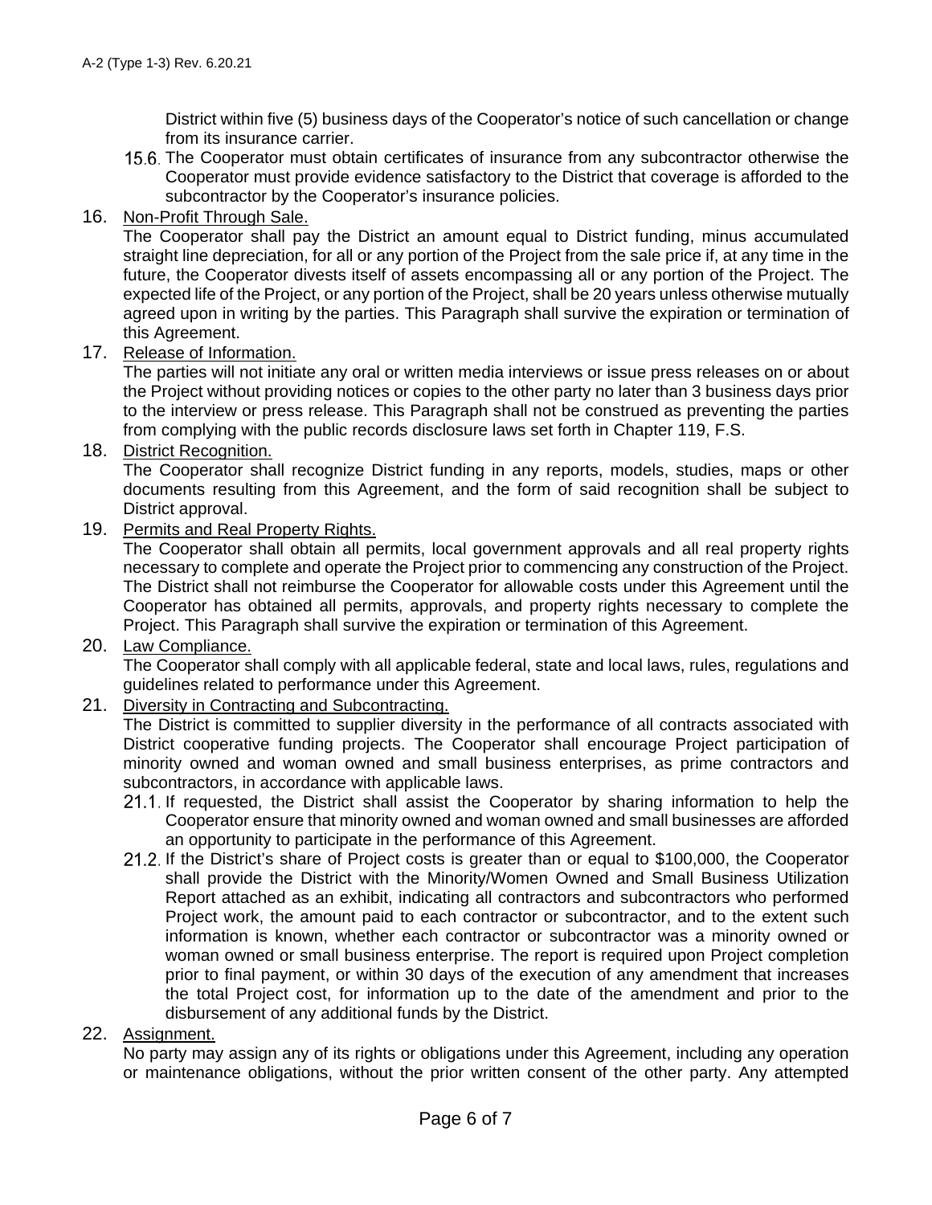District within five (5) business days of the Cooperator's notice of such cancellation or change from its insurance carrier.

15.6. The Cooperator must obtain certificates of insurance from any subcontractor otherwise the Cooperator must provide evidence satisfactory to the District that coverage is afforded to the subcontractor by the Cooperator's insurance policies.

16. <u>Non-Profit Through Sale.</u>
The Cooperator shall pay the District an amount equal to District funding, minus accumulated straight line depreciation, for all or any portion of the Project from the sale price if, at any time in the future, the Cooperator divests itself of assets encompassing all or any portion of the Project. The expected life of the Project, or any portion of the Project, shall be 20 years unless otherwise mutually agreed upon in writing by the parties. This Paragraph shall survive the expiration or termination of this Agreement.

17. <u>Release of Information.</u>
The parties will not initiate any oral or written media interviews or issue press releases on or about the Project without providing notices or copies to the other party no later than 3 business days prior to the interview or press release. This Paragraph shall not be construed as preventing the parties from complying with the public records disclosure laws set forth in Chapter 119, F.S.

18. <u>District Recognition.</u>
The Cooperator shall recognize District funding in any reports, models, studies, maps or other documents resulting from this Agreement, and the form of said recognition shall be subject to District approval.

19. <u>Permits and Real Property Rights.</u>
The Cooperator shall obtain all permits, local government approvals and all real property rights necessary to complete and operate the Project prior to commencing any construction of the Project. The District shall not reimburse the Cooperator for allowable costs under this Agreement until the Cooperator has obtained all permits, approvals, and property rights necessary to complete the Project. This Paragraph shall survive the expiration or termination of this Agreement.

20. <u>Law Compliance.</u>
The Cooperator shall comply with all applicable federal, state and local laws, rules, regulations and guidelines related to performance under this Agreement.

21. <u>Diversity in Contracting and Subcontracting.</u>
The District is committed to supplier diversity in the performance of all contracts associated with District cooperative funding projects. The Cooperator shall encourage Project participation of minority owned and woman owned and small business enterprises, as prime contractors and subcontractors, in accordance with applicable laws.

21.1. If requested, the District shall assist the Cooperator by sharing information to help the Cooperator ensure that minority owned and woman owned and small businesses are afforded an opportunity to participate in the performance of this Agreement.

21.2. If the District's share of Project costs is greater than or equal to $100,000, the Cooperator shall provide the District with the Minority/Women Owned and Small Business Utilization Report attached as an exhibit, indicating all contractors and subcontractors who performed Project work, the amount paid to each contractor or subcontractor, and to the extent such information is known, whether each contractor or subcontractor was a minority owned or woman owned or small business enterprise. The report is required upon Project completion prior to final payment, or within 30 days of the execution of any amendment that increases the total Project cost, for information up to the date of the amendment and prior to the disbursement of any additional funds by the District.

22. <u>Assignment.</u>
No party may assign any of its rights or obligations under this Agreement, including any operation or maintenance obligations, without the prior written consent of the other party. Any attempted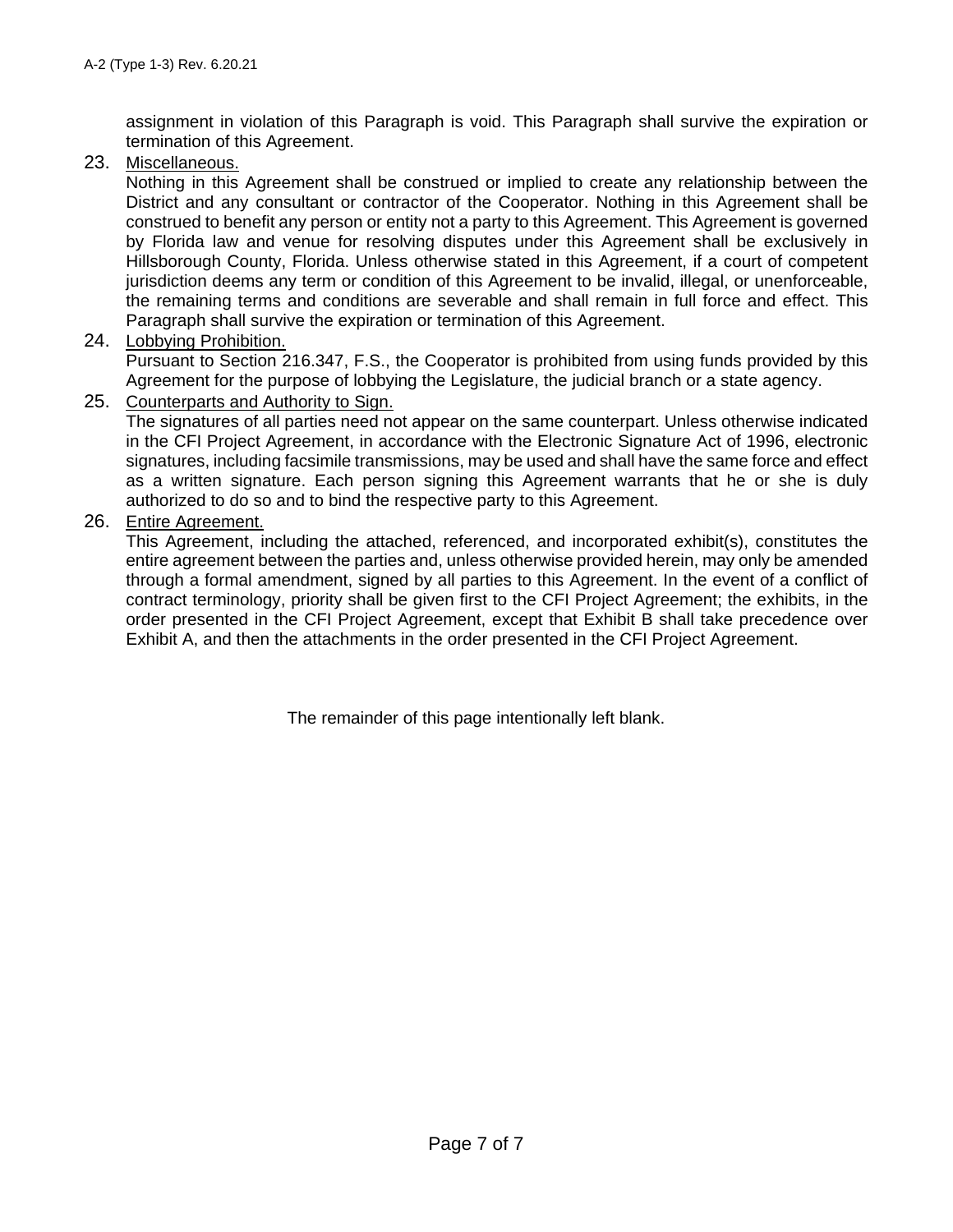assignment in violation of this Paragraph is void. This Paragraph shall survive the expiration or termination of this Agreement.

23. Miscellaneous.
    Nothing in this Agreement shall be construed or implied to create any relationship between the District and any consultant or contractor of the Cooperator. Nothing in this Agreement shall be construed to benefit any person or entity not a party to this Agreement. This Agreement is governed by Florida law and venue for resolving disputes under this Agreement shall be exclusively in Hillsborough County, Florida. Unless otherwise stated in this Agreement, if a court of competent jurisdiction deems any term or condition of this Agreement to be invalid, illegal, or unenforceable, the remaining terms and conditions are severable and shall remain in full force and effect. This Paragraph shall survive the expiration or termination of this Agreement.

24. Lobbying Prohibition.
    Pursuant to Section 216.347, F.S., the Cooperator is prohibited from using funds provided by this Agreement for the purpose of lobbying the Legislature, the judicial branch or a state agency.

25. Counterparts and Authority to Sign.
    The signatures of all parties need not appear on the same counterpart. Unless otherwise indicated in the CFI Project Agreement, in accordance with the Electronic Signature Act of 1996, electronic signatures, including facsimile transmissions, may be used and shall have the same force and effect as a written signature. Each person signing this Agreement warrants that he or she is duly authorized to do so and to bind the respective party to this Agreement.

26. Entire Agreement.
    This Agreement, including the attached, referenced, and incorporated exhibit(s), constitutes the entire agreement between the parties and, unless otherwise provided herein, may only be amended through a formal amendment, signed by all parties to this Agreement. In the event of a conflict of contract terminology, priority shall be given first to the CFI Project Agreement; the exhibits, in the order presented in the CFI Project Agreement, except that Exhibit B shall take precedence over Exhibit A, and then the attachments in the order presented in the CFI Project Agreement.

The remainder of this page intentionally left blank.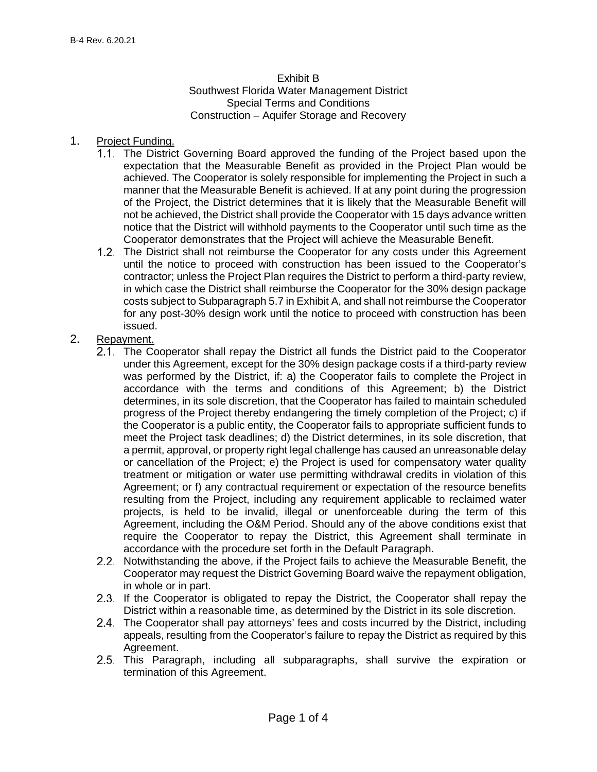B-4 Rev. 6.20.21

Exhibit B
Southwest Florida Water Management District
Special Terms and Conditions
Construction – Aquifer Storage and Recovery

1. Project Funding.
   1.1. The District Governing Board approved the funding of the Project based upon the expectation that the Measurable Benefit as provided in the Project Plan would be achieved. The Cooperator is solely responsible for implementing the Project in such a manner that the Measurable Benefit is achieved. If at any point during the progression of the Project, the District determines that it is likely that the Measurable Benefit will not be achieved, the District shall provide the Cooperator with 15 days advance written notice that the District will withhold payments to the Cooperator until such time as the Cooperator demonstrates that the Project will achieve the Measurable Benefit.
   1.2. The District shall not reimburse the Cooperator for any costs under this Agreement until the notice to proceed with construction has been issued to the Cooperator's contractor; unless the Project Plan requires the District to perform a third-party review, in which case the District shall reimburse the Cooperator for the 30% design package costs subject to Subparagraph 5.7 in Exhibit A, and shall not reimburse the Cooperator for any post-30% design work until the notice to proceed with construction has been issued.
2. Repayment.
   2.1. The Cooperator shall repay the District all funds the District paid to the Cooperator under this Agreement, except for the 30% design package costs if a third-party review was performed by the District, if: a) the Cooperator fails to complete the Project in accordance with the terms and conditions of this Agreement; b) the District determines, in its sole discretion, that the Cooperator has failed to maintain scheduled progress of the Project thereby endangering the timely completion of the Project; c) if the Cooperator is a public entity, the Cooperator fails to appropriate sufficient funds to meet the Project task deadlines; d) the District determines, in its sole discretion, that a permit, approval, or property right legal challenge has caused an unreasonable delay or cancellation of the Project; e) the Project is used for compensatory water quality treatment or mitigation or water use permitting withdrawal credits in violation of this Agreement; or f) any contractual requirement or expectation of the resource benefits resulting from the Project, including any requirement applicable to reclaimed water projects, is held to be invalid, illegal or unenforceable during the term of this Agreement, including the O&M Period. Should any of the above conditions exist that require the Cooperator to repay the District, this Agreement shall terminate in accordance with the procedure set forth in the Default Paragraph.
   2.2. Notwithstanding the above, if the Project fails to achieve the Measurable Benefit, the Cooperator may request the District Governing Board waive the repayment obligation, in whole or in part.
   2.3. If the Cooperator is obligated to repay the District, the Cooperator shall repay the District within a reasonable time, as determined by the District in its sole discretion.
   2.4. The Cooperator shall pay attorneys' fees and costs incurred by the District, including appeals, resulting from the Cooperator's failure to repay the District as required by this Agreement.
   2.5. This Paragraph, including all subparagraphs, shall survive the expiration or termination of this Agreement.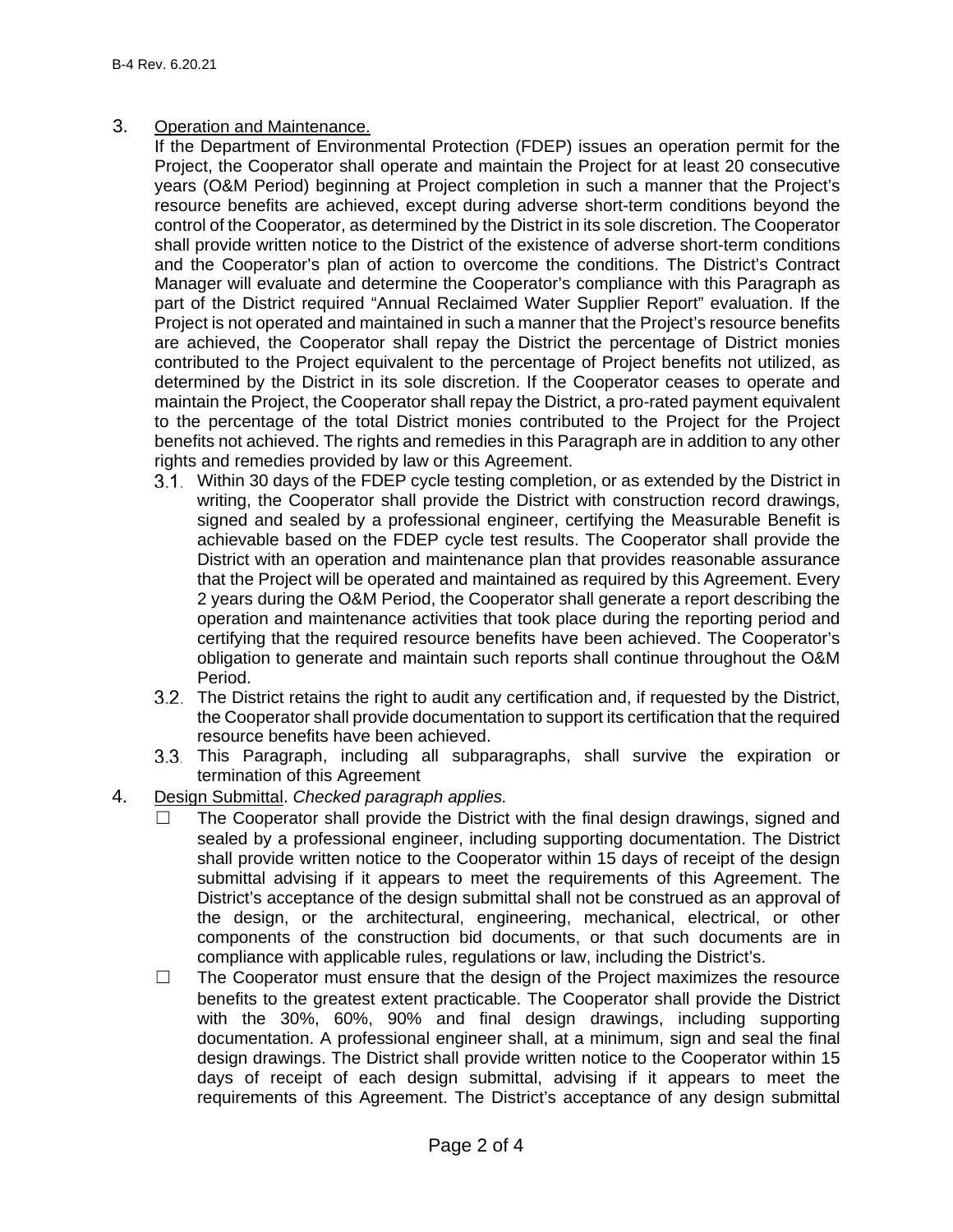3. Operation and Maintenance.
   If the Department of Environmental Protection (FDEP) issues an operation permit for the Project, the Cooperator shall operate and maintain the Project for at least 20 consecutive years (O&M Period) beginning at Project completion in such a manner that the Project's resource benefits are achieved, except during adverse short-term conditions beyond the control of the Cooperator, as determined by the District in its sole discretion. The Cooperator shall provide written notice to the District of the existence of adverse short-term conditions and the Cooperator's plan of action to overcome the conditions. The District's Contract Manager will evaluate and determine the Cooperator's compliance with this Paragraph as part of the District required "Annual Reclaimed Water Supplier Report" evaluation. If the Project is not operated and maintained in such a manner that the Project's resource benefits are achieved, the Cooperator shall repay the District the percentage of District monies contributed to the Project equivalent to the percentage of Project benefits not utilized, as determined by the District in its sole discretion. If the Cooperator ceases to operate and maintain the Project, the Cooperator shall repay the District, a pro-rated payment equivalent to the percentage of the total District monies contributed to the Project for the Project benefits not achieved. The rights and remedies in this Paragraph are in addition to any other rights and remedies provided by law or this Agreement.

   3.1. Within 30 days of the FDEP cycle testing completion, or as extended by the District in writing, the Cooperator shall provide the District with construction record drawings, signed and sealed by a professional engineer, certifying the Measurable Benefit is achievable based on the FDEP cycle test results. The Cooperator shall provide the District with an operation and maintenance plan that provides reasonable assurance that the Project will be operated and maintained as required by this Agreement. Every 2 years during the O&M Period, the Cooperator shall generate a report describing the operation and maintenance activities that took place during the reporting period and certifying that the required resource benefits have been achieved. The Cooperator's obligation to generate and maintain such reports shall continue throughout the O&M Period.

   3.2. The District retains the right to audit any certification and, if requested by the District, the Cooperator shall provide documentation to support its certification that the required resource benefits have been achieved.

   3.3. This Paragraph, including all subparagraphs, shall survive the expiration or termination of this Agreement

4. Design Submittal. *Checked paragraph applies.*

   ☐ The Cooperator shall provide the District with the final design drawings, signed and sealed by a professional engineer, including supporting documentation. The District shall provide written notice to the Cooperator within 15 days of receipt of the design submittal advising if it appears to meet the requirements of this Agreement. The District's acceptance of the design submittal shall not be construed as an approval of the design, or the architectural, engineering, mechanical, electrical, or other components of the construction bid documents, or that such documents are in compliance with applicable rules, regulations or law, including the District's.

   ☐ The Cooperator must ensure that the design of the Project maximizes the resource benefits to the greatest extent practicable. The Cooperator shall provide the District with the 30%, 60%, 90% and final design drawings, including supporting documentation. A professional engineer shall, at a minimum, sign and seal the final design drawings. The District shall provide written notice to the Cooperator within 15 days of receipt of each design submittal, advising if it appears to meet the requirements of this Agreement. The District's acceptance of any design submittal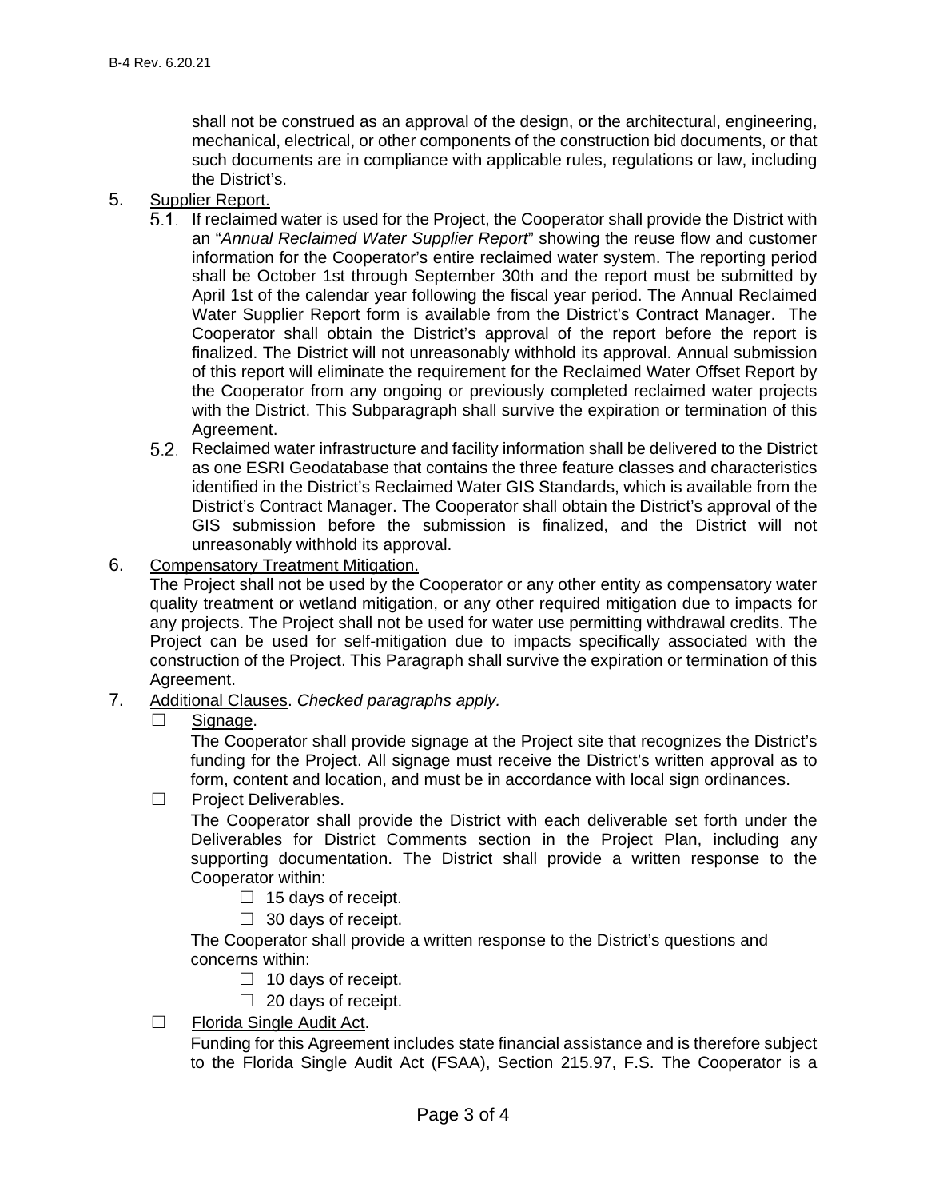shall not be construed as an approval of the design, or the architectural, engineering, mechanical, electrical, or other components of the construction bid documents, or that such documents are in compliance with applicable rules, regulations or law, including the District's.

5. Supplier Report.

   5.1. If reclaimed water is used for the Project, the Cooperator shall provide the District with an "*Annual Reclaimed Water Supplier Report*" showing the reuse flow and customer information for the Cooperator's entire reclaimed water system. The reporting period shall be October 1st through September 30th and the report must be submitted by April 1st of the calendar year following the fiscal year period. The Annual Reclaimed Water Supplier Report form is available from the District's Contract Manager. The Cooperator shall obtain the District's approval of the report before the report is finalized. The District will not unreasonably withhold its approval. Annual submission of this report will eliminate the requirement for the Reclaimed Water Offset Report by the Cooperator from any ongoing or previously completed reclaimed water projects with the District. This Subparagraph shall survive the expiration or termination of this Agreement.

   5.2. Reclaimed water infrastructure and facility information shall be delivered to the District as one ESRI Geodatabase that contains the three feature classes and characteristics identified in the District's Reclaimed Water GIS Standards, which is available from the District's Contract Manager. The Cooperator shall obtain the District's approval of the GIS submission before the submission is finalized, and the District will not unreasonably withhold its approval.

6. Compensatory Treatment Mitigation.

   The Project shall not be used by the Cooperator or any other entity as compensatory water quality treatment or wetland mitigation, or any other required mitigation due to impacts for any projects. The Project shall not be used for water use permitting withdrawal credits. The Project can be used for self-mitigation due to impacts specifically associated with the construction of the Project. This Paragraph shall survive the expiration or termination of this Agreement.

7. Additional Clauses. *Checked paragraphs apply.*

   ☐ Signage.

   The Cooperator shall provide signage at the Project site that recognizes the District's funding for the Project. All signage must receive the District's written approval as to form, content and location, and must be in accordance with local sign ordinances.

   ☐ Project Deliverables.

   The Cooperator shall provide the District with each deliverable set forth under the Deliverables for District Comments section in the Project Plan, including any supporting documentation. The District shall provide a written response to the Cooperator within:

   - ☐ 15 days of receipt.
   - ☐ 30 days of receipt.

   The Cooperator shall provide a written response to the District's questions and concerns within:

   - ☐ 10 days of receipt.
   - ☐ 20 days of receipt.

   ☐ Florida Single Audit Act.

   Funding for this Agreement includes state financial assistance and is therefore subject to the Florida Single Audit Act (FSAA), Section 215.97, F.S. The Cooperator is a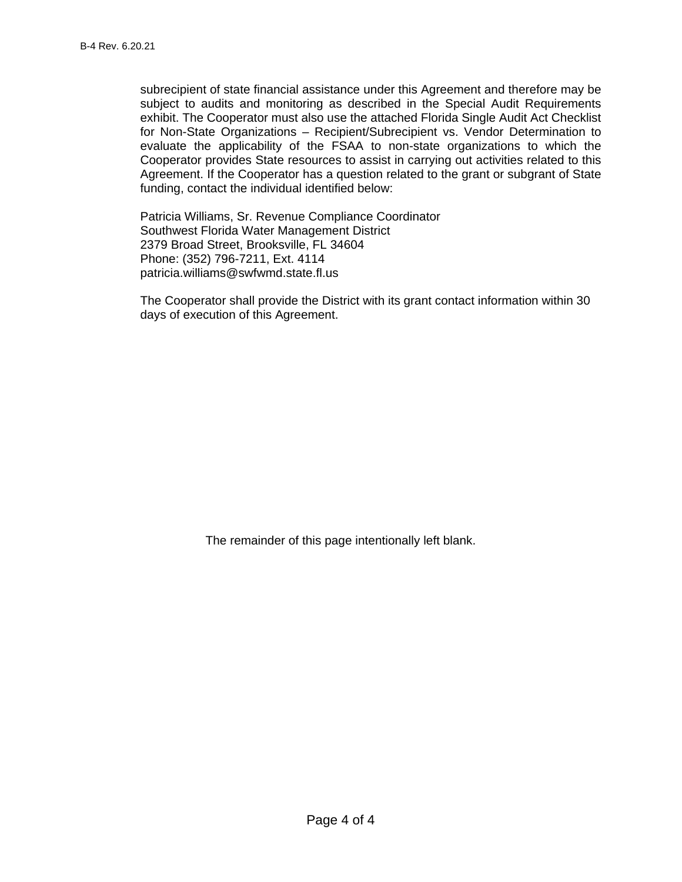subrecipient of state financial assistance under this Agreement and therefore may be subject to audits and monitoring as described in the Special Audit Requirements exhibit. The Cooperator must also use the attached Florida Single Audit Act Checklist for Non-State Organizations – Recipient/Subrecipient vs. Vendor Determination to evaluate the applicability of the FSAA to non-state organizations to which the Cooperator provides State resources to assist in carrying out activities related to this Agreement. If the Cooperator has a question related to the grant or subgrant of State funding, contact the individual identified below:

Patricia Williams, Sr. Revenue Compliance Coordinator
Southwest Florida Water Management District
2379 Broad Street, Brooksville, FL 34604
Phone: (352) 796-7211, Ext. 4114
patricia.williams@swfwmd.state.fl.us

The Cooperator shall provide the District with its grant contact information within 30 days of execution of this Agreement.

The remainder of this page intentionally left blank.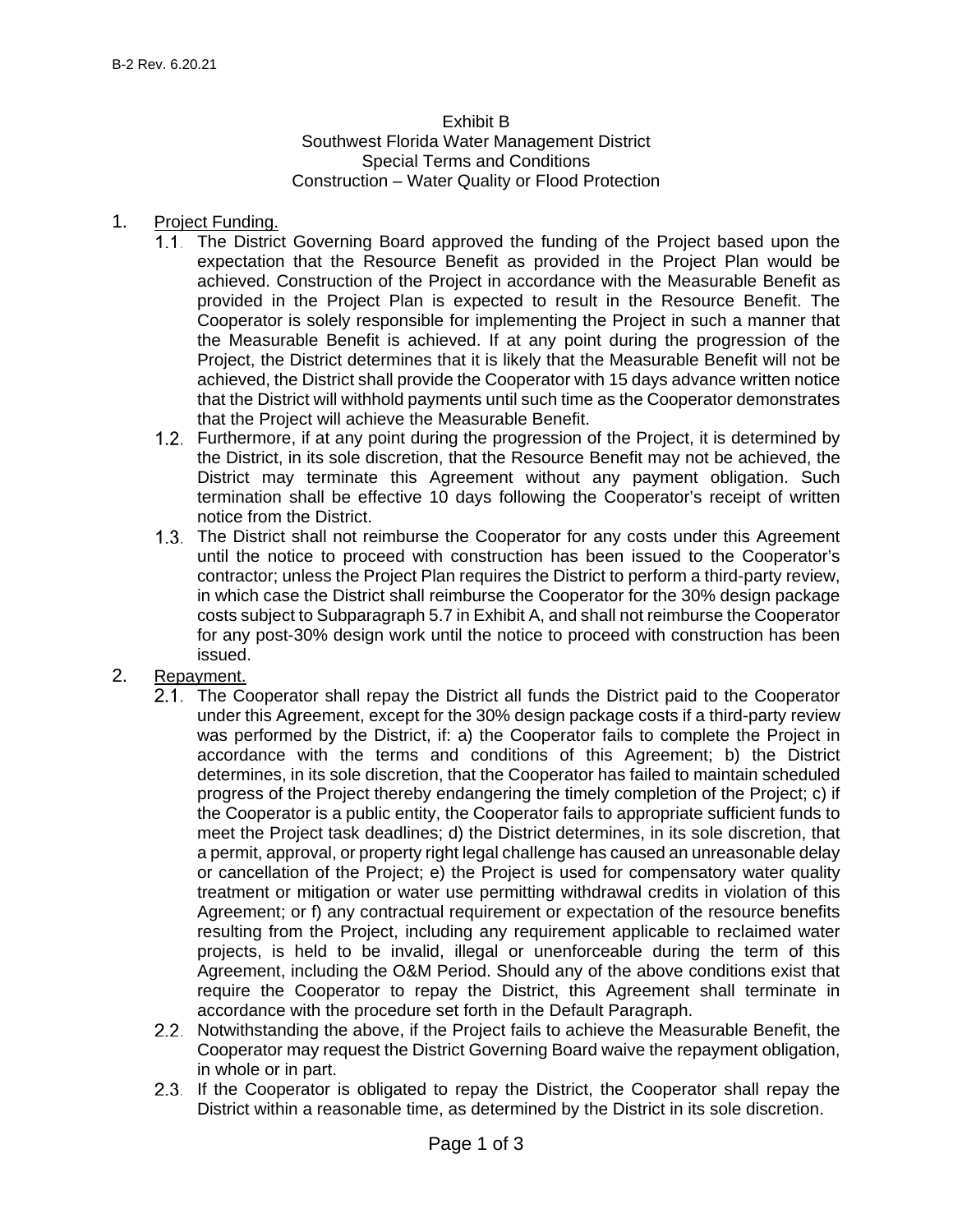Exhibit B
Southwest Florida Water Management District
Special Terms and Conditions
Construction – Water Quality or Flood Protection

1. Project Funding.
   1.1. The District Governing Board approved the funding of the Project based upon the expectation that the Resource Benefit as provided in the Project Plan would be achieved. Construction of the Project in accordance with the Measurable Benefit as provided in the Project Plan is expected to result in the Resource Benefit. The Cooperator is solely responsible for implementing the Project in such a manner that the Measurable Benefit is achieved. If at any point during the progression of the Project, the District determines that it is likely that the Measurable Benefit will not be achieved, the District shall provide the Cooperator with 15 days advance written notice that the District will withhold payments until such time as the Cooperator demonstrates that the Project will achieve the Measurable Benefit.
   1.2. Furthermore, if at any point during the progression of the Project, it is determined by the District, in its sole discretion, that the Resource Benefit may not be achieved, the District may terminate this Agreement without any payment obligation. Such termination shall be effective 10 days following the Cooperator's receipt of written notice from the District.
   1.3. The District shall not reimburse the Cooperator for any costs under this Agreement until the notice to proceed with construction has been issued to the Cooperator's contractor; unless the Project Plan requires the District to perform a third-party review, in which case the District shall reimburse the Cooperator for the 30% design package costs subject to Subparagraph 5.7 in Exhibit A, and shall not reimburse the Cooperator for any post-30% design work until the notice to proceed with construction has been issued.
2. Repayment.
   2.1. The Cooperator shall repay the District all funds the District paid to the Cooperator under this Agreement, except for the 30% design package costs if a third-party review was performed by the District, if: a) the Cooperator fails to complete the Project in accordance with the terms and conditions of this Agreement; b) the District determines, in its sole discretion, that the Cooperator has failed to maintain scheduled progress of the Project thereby endangering the timely completion of the Project; c) if the Cooperator is a public entity, the Cooperator fails to appropriate sufficient funds to meet the Project task deadlines; d) the District determines, in its sole discretion, that a permit, approval, or property right legal challenge has caused an unreasonable delay or cancellation of the Project; e) the Project is used for compensatory water quality treatment or mitigation or water use permitting withdrawal credits in violation of this Agreement; or f) any contractual requirement or expectation of the resource benefits resulting from the Project, including any requirement applicable to reclaimed water projects, is held to be invalid, illegal or unenforceable during the term of this Agreement, including the O&M Period. Should any of the above conditions exist that require the Cooperator to repay the District, this Agreement shall terminate in accordance with the procedure set forth in the Default Paragraph.
   2.2. Notwithstanding the above, if the Project fails to achieve the Measurable Benefit, the Cooperator may request the District Governing Board waive the repayment obligation, in whole or in part.
   2.3. If the Cooperator is obligated to repay the District, the Cooperator shall repay the District within a reasonable time, as determined by the District in its sole discretion.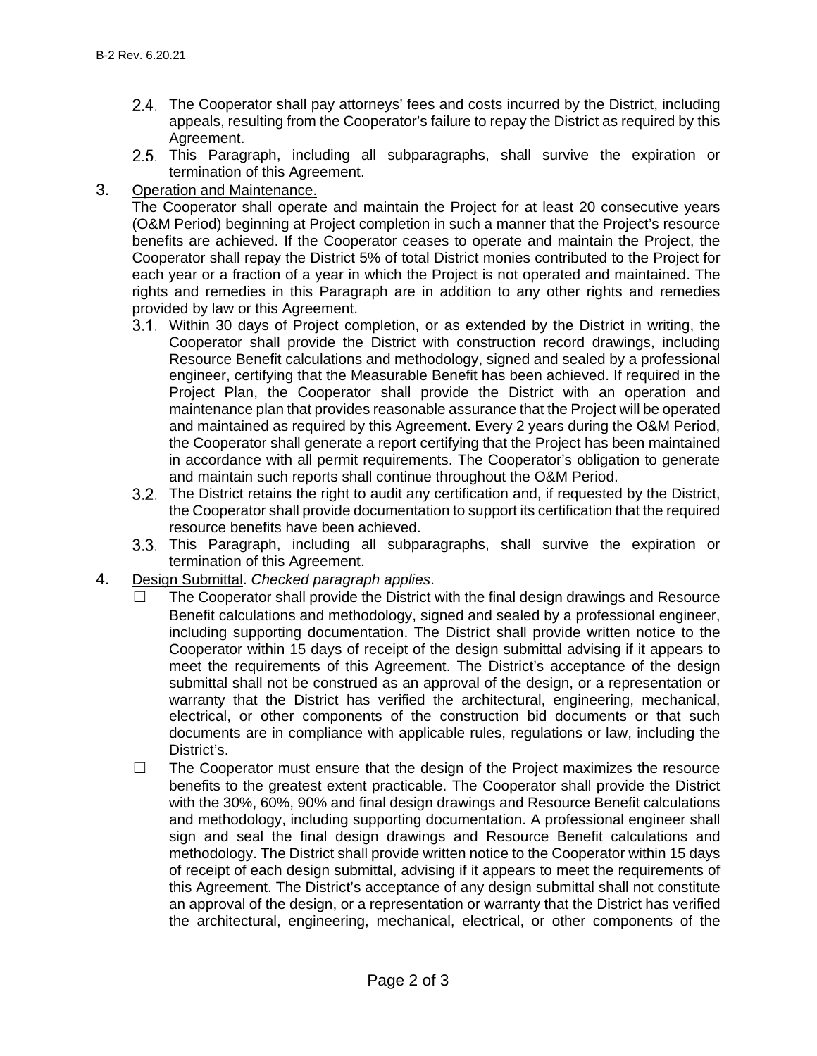2.4. The Cooperator shall pay attorneys' fees and costs incurred by the District, including appeals, resulting from the Cooperator's failure to repay the District as required by this Agreement.

2.5. This Paragraph, including all subparagraphs, shall survive the expiration or termination of this Agreement.

3. Operation and Maintenance.

The Cooperator shall operate and maintain the Project for at least 20 consecutive years (O&M Period) beginning at Project completion in such a manner that the Project's resource benefits are achieved. If the Cooperator ceases to operate and maintain the Project, the Cooperator shall repay the District 5% of total District monies contributed to the Project for each year or a fraction of a year in which the Project is not operated and maintained. The rights and remedies in this Paragraph are in addition to any other rights and remedies provided by law or this Agreement.

3.1. Within 30 days of Project completion, or as extended by the District in writing, the Cooperator shall provide the District with construction record drawings, including Resource Benefit calculations and methodology, signed and sealed by a professional engineer, certifying that the Measurable Benefit has been achieved. If required in the Project Plan, the Cooperator shall provide the District with an operation and maintenance plan that provides reasonable assurance that the Project will be operated and maintained as required by this Agreement. Every 2 years during the O&M Period, the Cooperator shall generate a report certifying that the Project has been maintained in accordance with all permit requirements. The Cooperator's obligation to generate and maintain such reports shall continue throughout the O&M Period.

3.2. The District retains the right to audit any certification and, if requested by the District, the Cooperator shall provide documentation to support its certification that the required resource benefits have been achieved.

3.3. This Paragraph, including all subparagraphs, shall survive the expiration or termination of this Agreement.

4. Design Submittal. *Checked paragraph applies*.

☐ The Cooperator shall provide the District with the final design drawings and Resource Benefit calculations and methodology, signed and sealed by a professional engineer, including supporting documentation. The District shall provide written notice to the Cooperator within 15 days of receipt of the design submittal advising if it appears to meet the requirements of this Agreement. The District's acceptance of the design submittal shall not be construed as an approval of the design, or a representation or warranty that the District has verified the architectural, engineering, mechanical, electrical, or other components of the construction bid documents or that such documents are in compliance with applicable rules, regulations or law, including the District's.

☐ The Cooperator must ensure that the design of the Project maximizes the resource benefits to the greatest extent practicable. The Cooperator shall provide the District with the 30%, 60%, 90% and final design drawings and Resource Benefit calculations and methodology, including supporting documentation. A professional engineer shall sign and seal the final design drawings and Resource Benefit calculations and methodology. The District shall provide written notice to the Cooperator within 15 days of receipt of each design submittal, advising if it appears to meet the requirements of this Agreement. The District's acceptance of any design submittal shall not constitute an approval of the design, or a representation or warranty that the District has verified the architectural, engineering, mechanical, electrical, or other components of the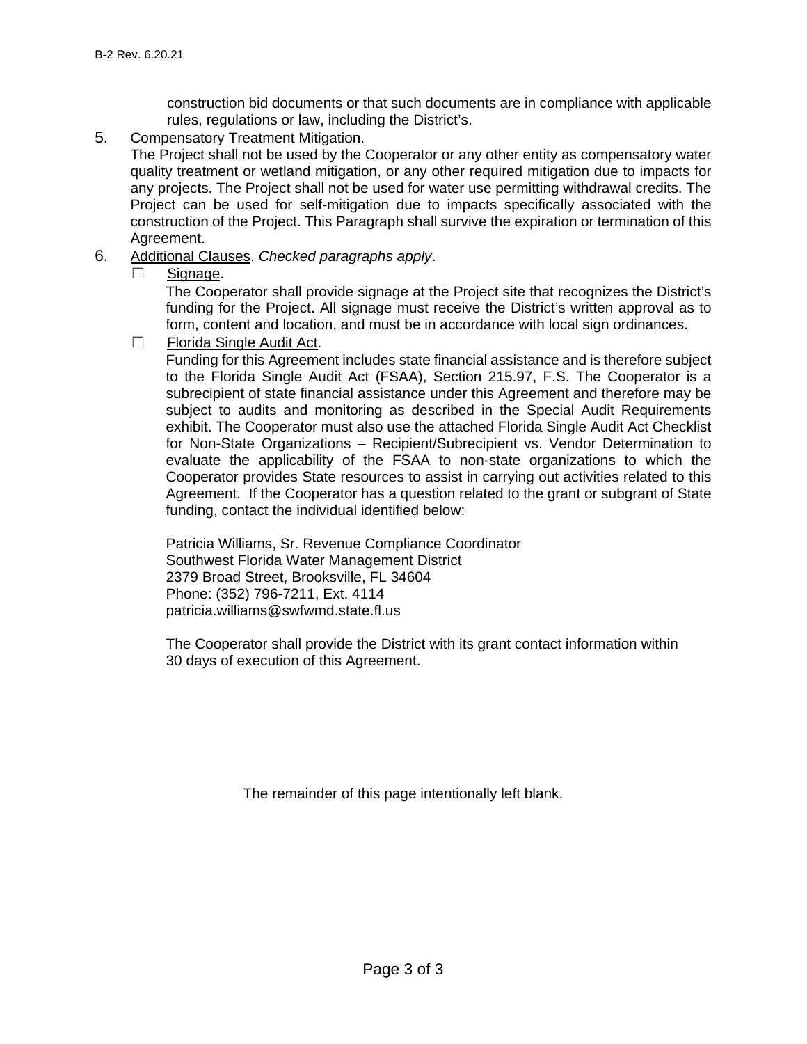construction bid documents or that such documents are in compliance with applicable rules, regulations or law, including the District's.

5. Compensatory Treatment Mitigation.
   The Project shall not be used by the Cooperator or any other entity as compensatory water quality treatment or wetland mitigation, or any other required mitigation due to impacts for any projects. The Project shall not be used for water use permitting withdrawal credits. The Project can be used for self-mitigation due to impacts specifically associated with the construction of the Project. This Paragraph shall survive the expiration or termination of this Agreement.

6. Additional Clauses. *Checked paragraphs apply*.

   ☐ Signage.
   The Cooperator shall provide signage at the Project site that recognizes the District's funding for the Project. All signage must receive the District's written approval as to form, content and location, and must be in accordance with local sign ordinances.

   ☐ Florida Single Audit Act.
   Funding for this Agreement includes state financial assistance and is therefore subject to the Florida Single Audit Act (FSAA), Section 215.97, F.S. The Cooperator is a subrecipient of state financial assistance under this Agreement and therefore may be subject to audits and monitoring as described in the Special Audit Requirements exhibit. The Cooperator must also use the attached Florida Single Audit Act Checklist for Non-State Organizations – Recipient/Subrecipient vs. Vendor Determination to evaluate the applicability of the FSAA to non-state organizations to which the Cooperator provides State resources to assist in carrying out activities related to this Agreement. If the Cooperator has a question related to the grant or subgrant of State funding, contact the individual identified below:

   Patricia Williams, Sr. Revenue Compliance Coordinator
   Southwest Florida Water Management District
   2379 Broad Street, Brooksville, FL 34604
   Phone: (352) 796-7211, Ext. 4114
   patricia.williams@swfwmd.state.fl.us

   The Cooperator shall provide the District with its grant contact information within 30 days of execution of this Agreement.

The remainder of this page intentionally left blank.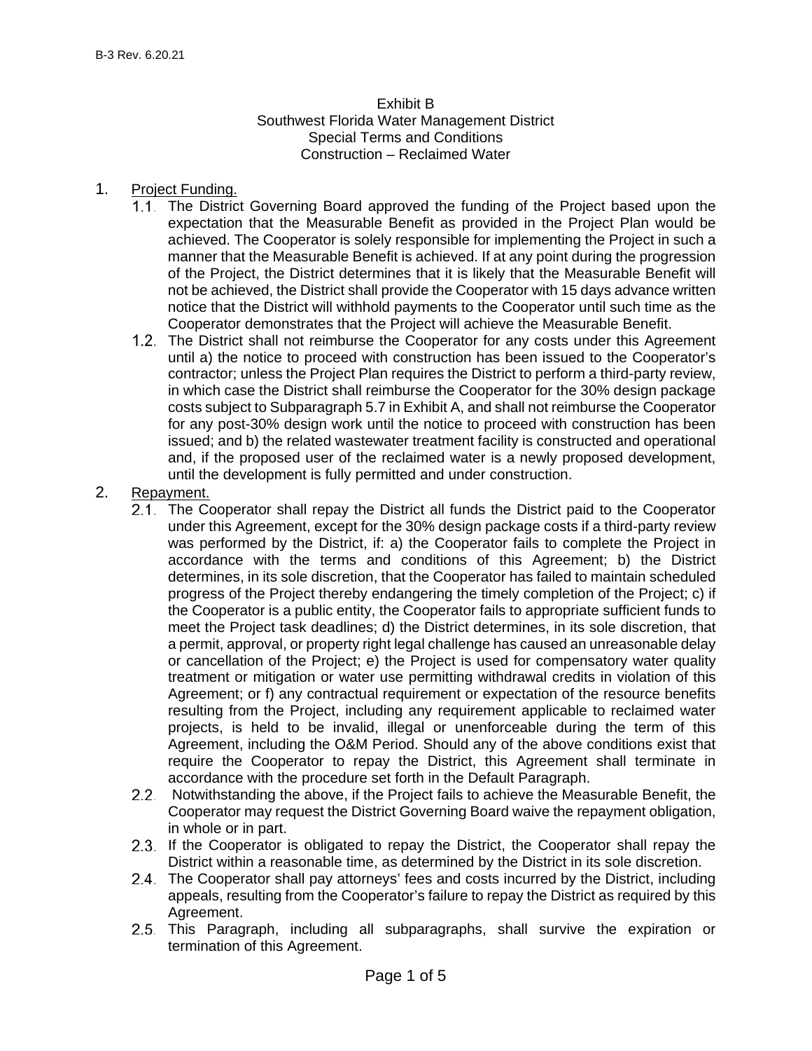B-3 Rev. 6.20.21

Exhibit B
Southwest Florida Water Management District
Special Terms and Conditions
Construction – Reclaimed Water

1. Project Funding.
   1.1. The District Governing Board approved the funding of the Project based upon the expectation that the Measurable Benefit as provided in the Project Plan would be achieved. The Cooperator is solely responsible for implementing the Project in such a manner that the Measurable Benefit is achieved. If at any point during the progression of the Project, the District determines that it is likely that the Measurable Benefit will not be achieved, the District shall provide the Cooperator with 15 days advance written notice that the District will withhold payments to the Cooperator until such time as the Cooperator demonstrates that the Project will achieve the Measurable Benefit.
   1.2. The District shall not reimburse the Cooperator for any costs under this Agreement until a) the notice to proceed with construction has been issued to the Cooperator's contractor; unless the Project Plan requires the District to perform a third-party review, in which case the District shall reimburse the Cooperator for the 30% design package costs subject to Subparagraph 5.7 in Exhibit A, and shall not reimburse the Cooperator for any post-30% design work until the notice to proceed with construction has been issued; and b) the related wastewater treatment facility is constructed and operational and, if the proposed user of the reclaimed water is a newly proposed development, until the development is fully permitted and under construction.
2. Repayment.
   2.1. The Cooperator shall repay the District all funds the District paid to the Cooperator under this Agreement, except for the 30% design package costs if a third-party review was performed by the District, if: a) the Cooperator fails to complete the Project in accordance with the terms and conditions of this Agreement; b) the District determines, in its sole discretion, that the Cooperator has failed to maintain scheduled progress of the Project thereby endangering the timely completion of the Project; c) if the Cooperator is a public entity, the Cooperator fails to appropriate sufficient funds to meet the Project task deadlines; d) the District determines, in its sole discretion, that a permit, approval, or property right legal challenge has caused an unreasonable delay or cancellation of the Project; e) the Project is used for compensatory water quality treatment or mitigation or water use permitting withdrawal credits in violation of this Agreement; or f) any contractual requirement or expectation of the resource benefits resulting from the Project, including any requirement applicable to reclaimed water projects, is held to be invalid, illegal or unenforceable during the term of this Agreement, including the O&M Period. Should any of the above conditions exist that require the Cooperator to repay the District, this Agreement shall terminate in accordance with the procedure set forth in the Default Paragraph.
   2.2. Notwithstanding the above, if the Project fails to achieve the Measurable Benefit, the Cooperator may request the District Governing Board waive the repayment obligation, in whole or in part.
   2.3. If the Cooperator is obligated to repay the District, the Cooperator shall repay the District within a reasonable time, as determined by the District in its sole discretion.
   2.4. The Cooperator shall pay attorneys' fees and costs incurred by the District, including appeals, resulting from the Cooperator's failure to repay the District as required by this Agreement.
   2.5. This Paragraph, including all subparagraphs, shall survive the expiration or termination of this Agreement.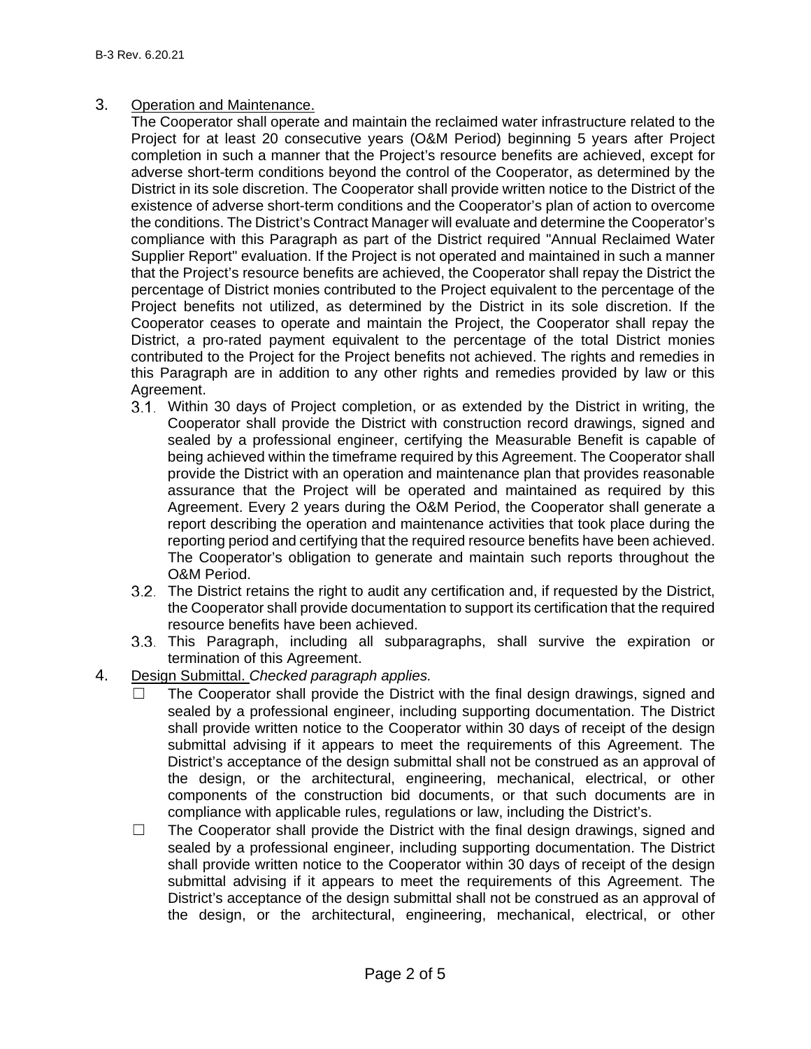3. <u>Operation and Maintenance.</u>

The Cooperator shall operate and maintain the reclaimed water infrastructure related to the Project for at least 20 consecutive years (O&M Period) beginning 5 years after Project completion in such a manner that the Project's resource benefits are achieved, except for adverse short-term conditions beyond the control of the Cooperator, as determined by the District in its sole discretion. The Cooperator shall provide written notice to the District of the existence of adverse short-term conditions and the Cooperator's plan of action to overcome the conditions. The District's Contract Manager will evaluate and determine the Cooperator's compliance with this Paragraph as part of the District required "Annual Reclaimed Water Supplier Report" evaluation. If the Project is not operated and maintained in such a manner that the Project's resource benefits are achieved, the Cooperator shall repay the District the percentage of District monies contributed to the Project equivalent to the percentage of the Project benefits not utilized, as determined by the District in its sole discretion. If the Cooperator ceases to operate and maintain the Project, the Cooperator shall repay the District, a pro-rated payment equivalent to the percentage of the total District monies contributed to the Project for the Project benefits not achieved. The rights and remedies in this Paragraph are in addition to any other rights and remedies provided by law or this Agreement.

3.1. Within 30 days of Project completion, or as extended by the District in writing, the Cooperator shall provide the District with construction record drawings, signed and sealed by a professional engineer, certifying the Measurable Benefit is capable of being achieved within the timeframe required by this Agreement. The Cooperator shall provide the District with an operation and maintenance plan that provides reasonable assurance that the Project will be operated and maintained as required by this Agreement. Every 2 years during the O&M Period, the Cooperator shall generate a report describing the operation and maintenance activities that took place during the reporting period and certifying that the required resource benefits have been achieved. The Cooperator's obligation to generate and maintain such reports throughout the O&M Period.

3.2. The District retains the right to audit any certification and, if requested by the District, the Cooperator shall provide documentation to support its certification that the required resource benefits have been achieved.

3.3. This Paragraph, including all subparagraphs, shall survive the expiration or termination of this Agreement.

4. <u>Design Submittal.</u> *Checked paragraph applies.*

☐ The Cooperator shall provide the District with the final design drawings, signed and sealed by a professional engineer, including supporting documentation. The District shall provide written notice to the Cooperator within 30 days of receipt of the design submittal advising if it appears to meet the requirements of this Agreement. The District's acceptance of the design submittal shall not be construed as an approval of the design, or the architectural, engineering, mechanical, electrical, or other components of the construction bid documents, or that such documents are in compliance with applicable rules, regulations or law, including the District's.

☐ The Cooperator shall provide the District with the final design drawings, signed and sealed by a professional engineer, including supporting documentation. The District shall provide written notice to the Cooperator within 30 days of receipt of the design submittal advising if it appears to meet the requirements of this Agreement. The District's acceptance of the design submittal shall not be construed as an approval of the design, or the architectural, engineering, mechanical, electrical, or other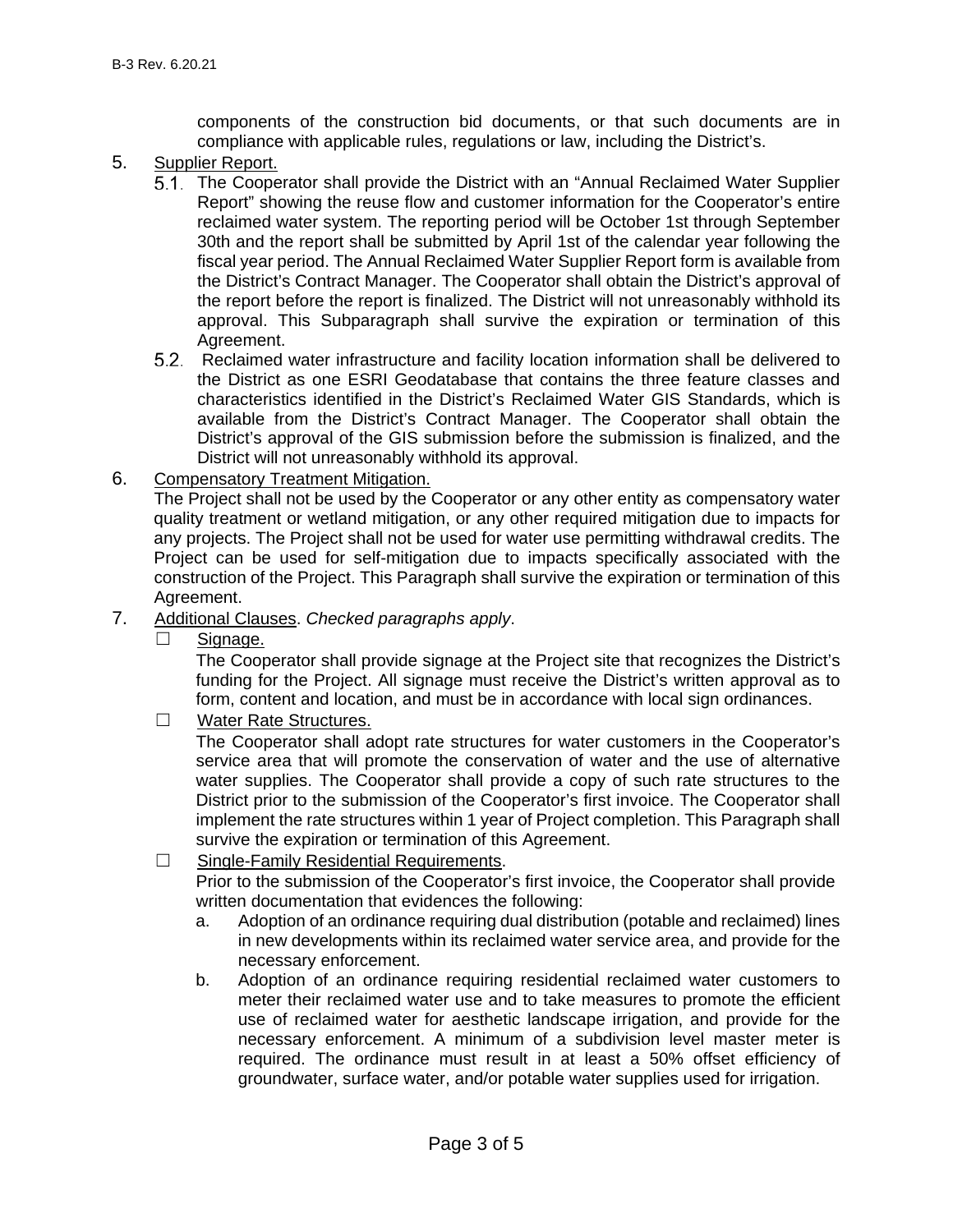components of the construction bid documents, or that such documents are in compliance with applicable rules, regulations or law, including the District's.

5. Supplier Report.
   5.1. The Cooperator shall provide the District with an "Annual Reclaimed Water Supplier Report" showing the reuse flow and customer information for the Cooperator's entire reclaimed water system. The reporting period will be October 1st through September 30th and the report shall be submitted by April 1st of the calendar year following the fiscal year period. The Annual Reclaimed Water Supplier Report form is available from the District's Contract Manager. The Cooperator shall obtain the District's approval of the report before the report is finalized. The District will not unreasonably withhold its approval. This Subparagraph shall survive the expiration or termination of this Agreement.
   5.2. Reclaimed water infrastructure and facility location information shall be delivered to the District as one ESRI Geodatabase that contains the three feature classes and characteristics identified in the District's Reclaimed Water GIS Standards, which is available from the District's Contract Manager. The Cooperator shall obtain the District's approval of the GIS submission before the submission is finalized, and the District will not unreasonably withhold its approval.

6. Compensatory Treatment Mitigation.
   The Project shall not be used by the Cooperator or any other entity as compensatory water quality treatment or wetland mitigation, or any other required mitigation due to impacts for any projects. The Project shall not be used for water use permitting withdrawal credits. The Project can be used for self-mitigation due to impacts specifically associated with the construction of the Project. This Paragraph shall survive the expiration or termination of this Agreement.

7. Additional Clauses. *Checked paragraphs apply*.
   - ☐ Signage.
     The Cooperator shall provide signage at the Project site that recognizes the District's funding for the Project. All signage must receive the District's written approval as to form, content and location, and must be in accordance with local sign ordinances.
   - ☐ Water Rate Structures.
     The Cooperator shall adopt rate structures for water customers in the Cooperator's service area that will promote the conservation of water and the use of alternative water supplies. The Cooperator shall provide a copy of such rate structures to the District prior to the submission of the Cooperator's first invoice. The Cooperator shall implement the rate structures within 1 year of Project completion. This Paragraph shall survive the expiration or termination of this Agreement.
   - ☐ Single-Family Residential Requirements.
     Prior to the submission of the Cooperator's first invoice, the Cooperator shall provide written documentation that evidences the following:
     a. Adoption of an ordinance requiring dual distribution (potable and reclaimed) lines in new developments within its reclaimed water service area, and provide for the necessary enforcement.
     b. Adoption of an ordinance requiring residential reclaimed water customers to meter their reclaimed water use and to take measures to promote the efficient use of reclaimed water for aesthetic landscape irrigation, and provide for the necessary enforcement. A minimum of a subdivision level master meter is required. The ordinance must result in at least a 50% offset efficiency of groundwater, surface water, and/or potable water supplies used for irrigation.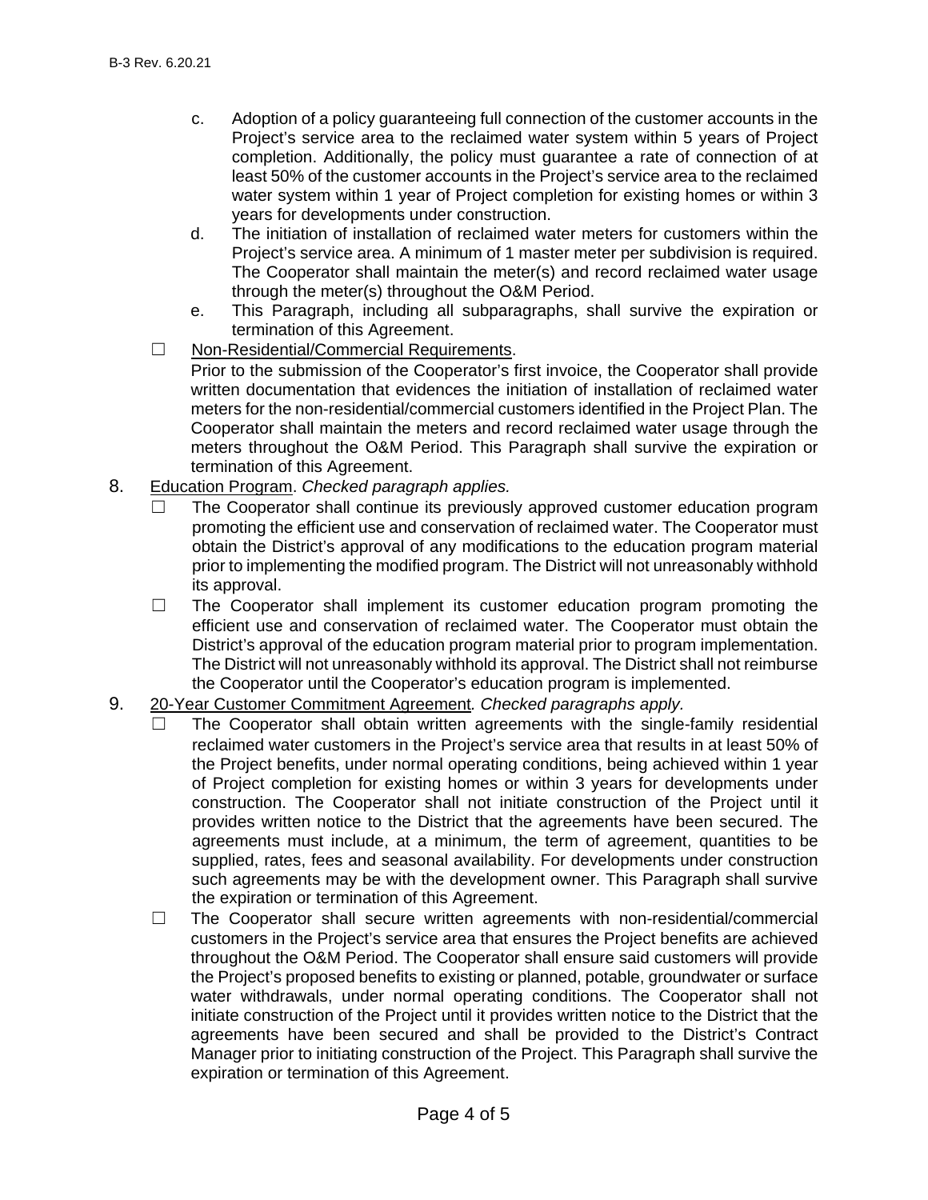c. Adoption of a policy guaranteeing full connection of the customer accounts in the Project's service area to the reclaimed water system within 5 years of Project completion. Additionally, the policy must guarantee a rate of connection of at least 50% of the customer accounts in the Project's service area to the reclaimed water system within 1 year of Project completion for existing homes or within 3 years for developments under construction.

d. The initiation of installation of reclaimed water meters for customers within the Project's service area. A minimum of 1 master meter per subdivision is required. The Cooperator shall maintain the meter(s) and record reclaimed water usage through the meter(s) throughout the O&M Period.

e. This Paragraph, including all subparagraphs, shall survive the expiration or termination of this Agreement.

☐ Non-Residential/Commercial Requirements.
Prior to the submission of the Cooperator's first invoice, the Cooperator shall provide written documentation that evidences the initiation of installation of reclaimed water meters for the non-residential/commercial customers identified in the Project Plan. The Cooperator shall maintain the meters and record reclaimed water usage through the meters throughout the O&M Period. This Paragraph shall survive the expiration or termination of this Agreement.

8. Education Program. *Checked paragraph applies.*

☐ The Cooperator shall continue its previously approved customer education program promoting the efficient use and conservation of reclaimed water. The Cooperator must obtain the District's approval of any modifications to the education program material prior to implementing the modified program. The District will not unreasonably withhold its approval.

☐ The Cooperator shall implement its customer education program promoting the efficient use and conservation of reclaimed water. The Cooperator must obtain the District's approval of the education program material prior to program implementation. The District will not unreasonably withhold its approval. The District shall not reimburse the Cooperator until the Cooperator's education program is implemented.

9. 20-Year Customer Commitment Agreement*. Checked paragraphs apply.*

☐ The Cooperator shall obtain written agreements with the single-family residential reclaimed water customers in the Project's service area that results in at least 50% of the Project benefits, under normal operating conditions, being achieved within 1 year of Project completion for existing homes or within 3 years for developments under construction. The Cooperator shall not initiate construction of the Project until it provides written notice to the District that the agreements have been secured. The agreements must include, at a minimum, the term of agreement, quantities to be supplied, rates, fees and seasonal availability. For developments under construction such agreements may be with the development owner. This Paragraph shall survive the expiration or termination of this Agreement.

☐ The Cooperator shall secure written agreements with non-residential/commercial customers in the Project's service area that ensures the Project benefits are achieved throughout the O&M Period. The Cooperator shall ensure said customers will provide the Project's proposed benefits to existing or planned, potable, groundwater or surface water withdrawals, under normal operating conditions. The Cooperator shall not initiate construction of the Project until it provides written notice to the District that the agreements have been secured and shall be provided to the District's Contract Manager prior to initiating construction of the Project. This Paragraph shall survive the expiration or termination of this Agreement.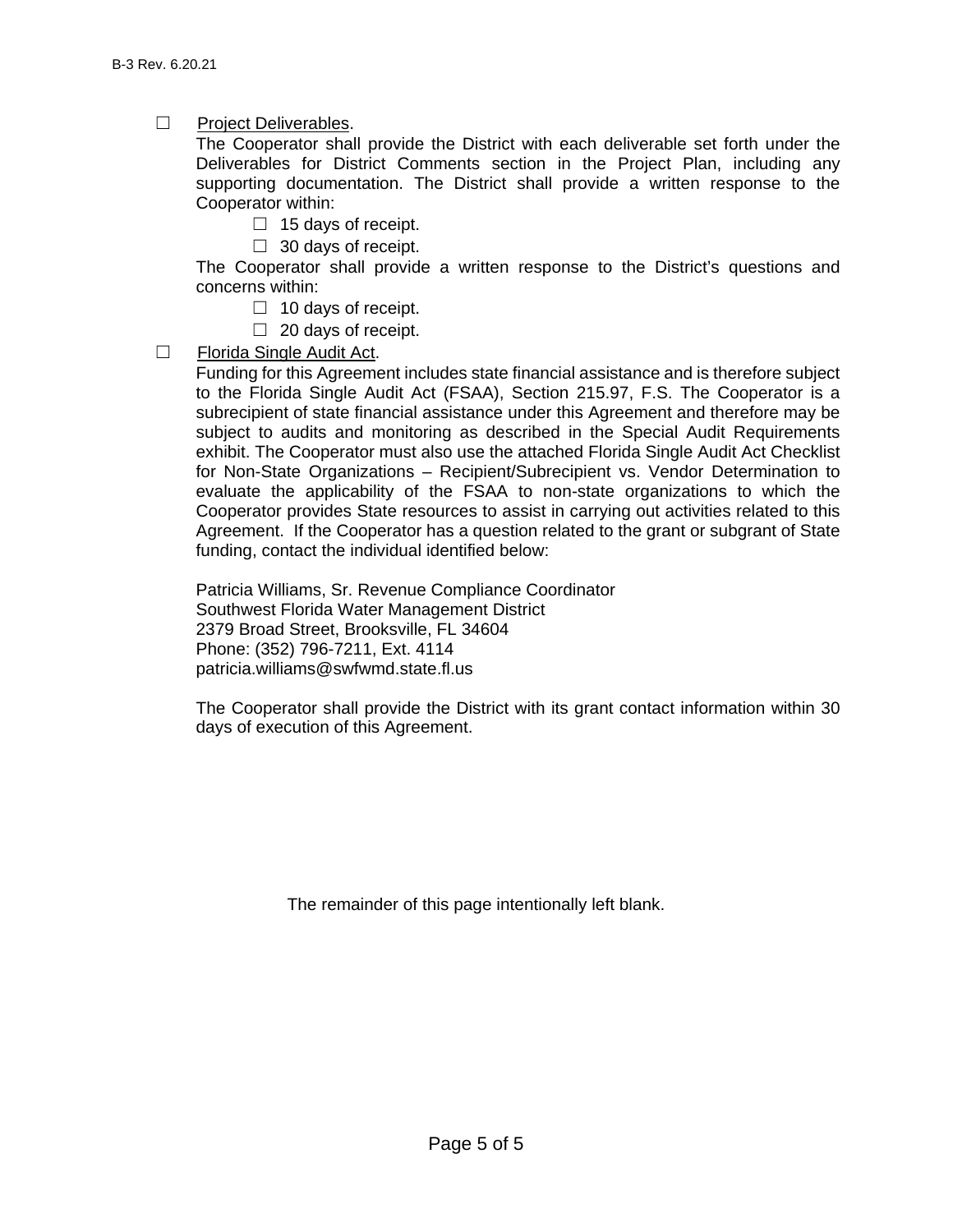☐ Project Deliverables.

The Cooperator shall provide the District with each deliverable set forth under the Deliverables for District Comments section in the Project Plan, including any supporting documentation. The District shall provide a written response to the Cooperator within:

☐ 15 days of receipt.

☐ 30 days of receipt.

The Cooperator shall provide a written response to the District's questions and concerns within:

☐ 10 days of receipt.

☐ 20 days of receipt.

☐ Florida Single Audit Act.

Funding for this Agreement includes state financial assistance and is therefore subject to the Florida Single Audit Act (FSAA), Section 215.97, F.S. The Cooperator is a subrecipient of state financial assistance under this Agreement and therefore may be subject to audits and monitoring as described in the Special Audit Requirements exhibit. The Cooperator must also use the attached Florida Single Audit Act Checklist for Non-State Organizations – Recipient/Subrecipient vs. Vendor Determination to evaluate the applicability of the FSAA to non-state organizations to which the Cooperator provides State resources to assist in carrying out activities related to this Agreement. If the Cooperator has a question related to the grant or subgrant of State funding, contact the individual identified below:

Patricia Williams, Sr. Revenue Compliance Coordinator
Southwest Florida Water Management District
2379 Broad Street, Brooksville, FL 34604
Phone: (352) 796-7211, Ext. 4114
patricia.williams@swfwmd.state.fl.us

The Cooperator shall provide the District with its grant contact information within 30 days of execution of this Agreement.

The remainder of this page intentionally left blank.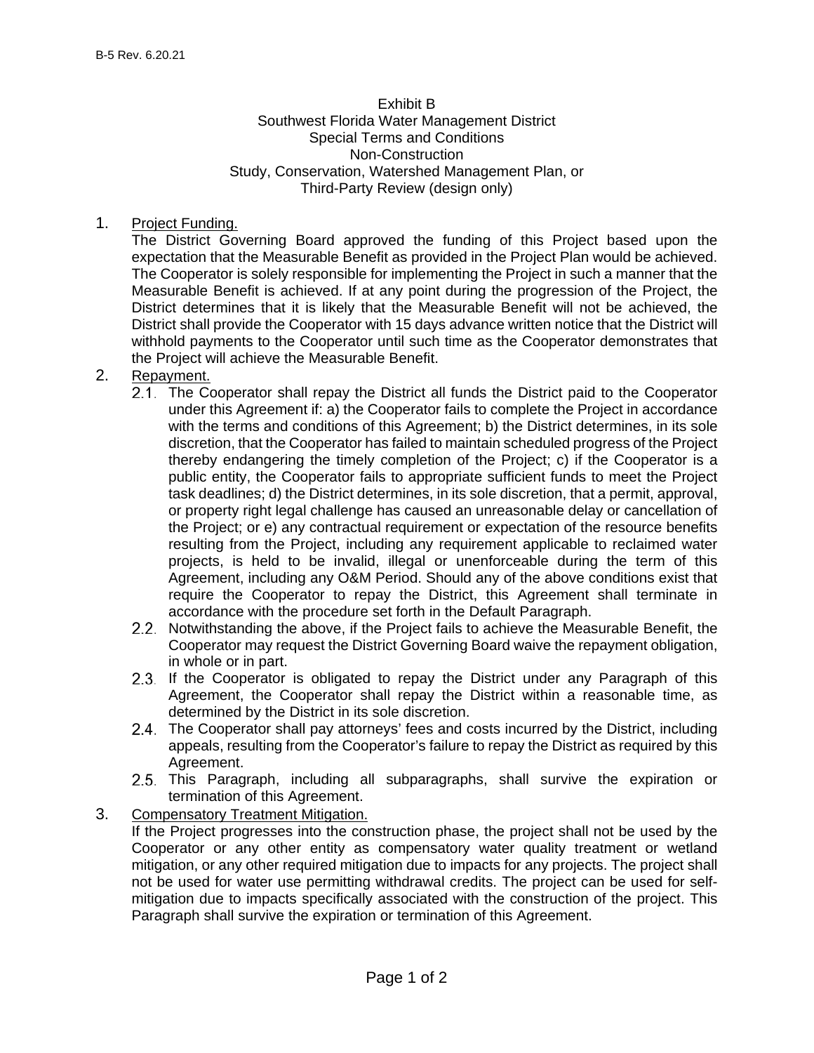Exhibit B
Southwest Florida Water Management District
Special Terms and Conditions
Non-Construction
Study, Conservation, Watershed Management Plan, or
Third-Party Review (design only)

1. Project Funding.
   The District Governing Board approved the funding of this Project based upon the expectation that the Measurable Benefit as provided in the Project Plan would be achieved. The Cooperator is solely responsible for implementing the Project in such a manner that the Measurable Benefit is achieved. If at any point during the progression of the Project, the District determines that it is likely that the Measurable Benefit will not be achieved, the District shall provide the Cooperator with 15 days advance written notice that the District will withhold payments to the Cooperator until such time as the Cooperator demonstrates that the Project will achieve the Measurable Benefit.
2. Repayment.
   2.1. The Cooperator shall repay the District all funds the District paid to the Cooperator under this Agreement if: a) the Cooperator fails to complete the Project in accordance with the terms and conditions of this Agreement; b) the District determines, in its sole discretion, that the Cooperator has failed to maintain scheduled progress of the Project thereby endangering the timely completion of the Project; c) if the Cooperator is a public entity, the Cooperator fails to appropriate sufficient funds to meet the Project task deadlines; d) the District determines, in its sole discretion, that a permit, approval, or property right legal challenge has caused an unreasonable delay or cancellation of the Project; or e) any contractual requirement or expectation of the resource benefits resulting from the Project, including any requirement applicable to reclaimed water projects, is held to be invalid, illegal or unenforceable during the term of this Agreement, including any O&M Period. Should any of the above conditions exist that require the Cooperator to repay the District, this Agreement shall terminate in accordance with the procedure set forth in the Default Paragraph.
   2.2. Notwithstanding the above, if the Project fails to achieve the Measurable Benefit, the Cooperator may request the District Governing Board waive the repayment obligation, in whole or in part.
   2.3. If the Cooperator is obligated to repay the District under any Paragraph of this Agreement, the Cooperator shall repay the District within a reasonable time, as determined by the District in its sole discretion.
   2.4. The Cooperator shall pay attorneys' fees and costs incurred by the District, including appeals, resulting from the Cooperator's failure to repay the District as required by this Agreement.
   2.5. This Paragraph, including all subparagraphs, shall survive the expiration or termination of this Agreement.
3. Compensatory Treatment Mitigation.
   If the Project progresses into the construction phase, the project shall not be used by the Cooperator or any other entity as compensatory water quality treatment or wetland mitigation, or any other required mitigation due to impacts for any projects. The project shall not be used for water use permitting withdrawal credits. The project can be used for self-mitigation due to impacts specifically associated with the construction of the project. This Paragraph shall survive the expiration or termination of this Agreement.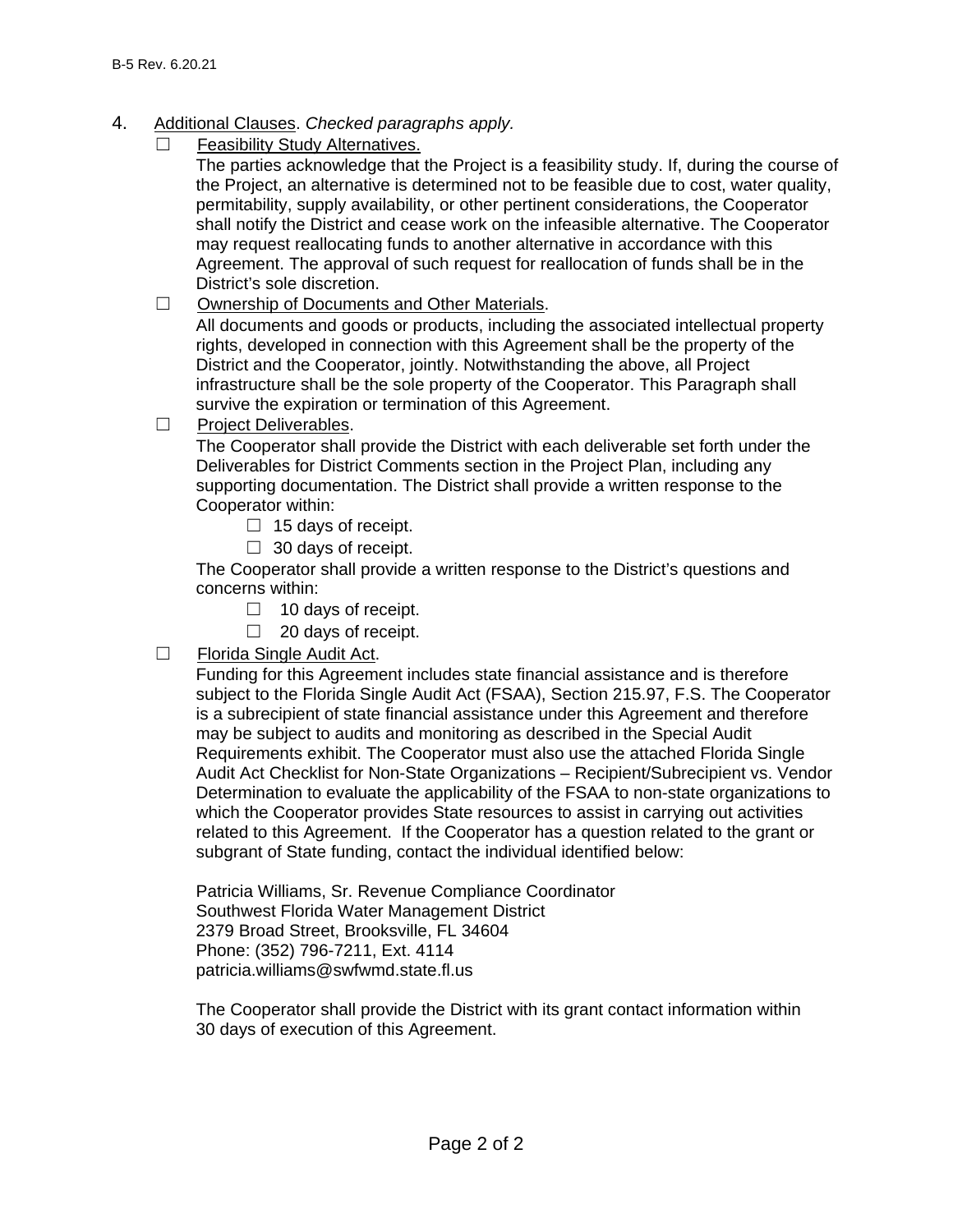4. Additional Clauses. *Checked paragraphs apply.*

☐ Feasibility Study Alternatives.

The parties acknowledge that the Project is a feasibility study. If, during the course of the Project, an alternative is determined not to be feasible due to cost, water quality, permitability, supply availability, or other pertinent considerations, the Cooperator shall notify the District and cease work on the infeasible alternative. The Cooperator may request reallocating funds to another alternative in accordance with this Agreement. The approval of such request for reallocation of funds shall be in the District's sole discretion.

☐ Ownership of Documents and Other Materials.

All documents and goods or products, including the associated intellectual property rights, developed in connection with this Agreement shall be the property of the District and the Cooperator, jointly. Notwithstanding the above, all Project infrastructure shall be the sole property of the Cooperator. This Paragraph shall survive the expiration or termination of this Agreement.

☐ Project Deliverables.

The Cooperator shall provide the District with each deliverable set forth under the Deliverables for District Comments section in the Project Plan, including any supporting documentation. The District shall provide a written response to the Cooperator within:

☐ 15 days of receipt.

☐ 30 days of receipt.

The Cooperator shall provide a written response to the District's questions and concerns within:

☐ 10 days of receipt.

☐ 20 days of receipt.

☐ Florida Single Audit Act.

Funding for this Agreement includes state financial assistance and is therefore subject to the Florida Single Audit Act (FSAA), Section 215.97, F.S. The Cooperator is a subrecipient of state financial assistance under this Agreement and therefore may be subject to audits and monitoring as described in the Special Audit Requirements exhibit. The Cooperator must also use the attached Florida Single Audit Act Checklist for Non-State Organizations – Recipient/Subrecipient vs. Vendor Determination to evaluate the applicability of the FSAA to non-state organizations to which the Cooperator provides State resources to assist in carrying out activities related to this Agreement. If the Cooperator has a question related to the grant or subgrant of State funding, contact the individual identified below:

Patricia Williams, Sr. Revenue Compliance Coordinator
Southwest Florida Water Management District
2379 Broad Street, Brooksville, FL 34604
Phone: (352) 796-7211, Ext. 4114
patricia.williams@swfwmd.state.fl.us

The Cooperator shall provide the District with its grant contact information within 30 days of execution of this Agreement.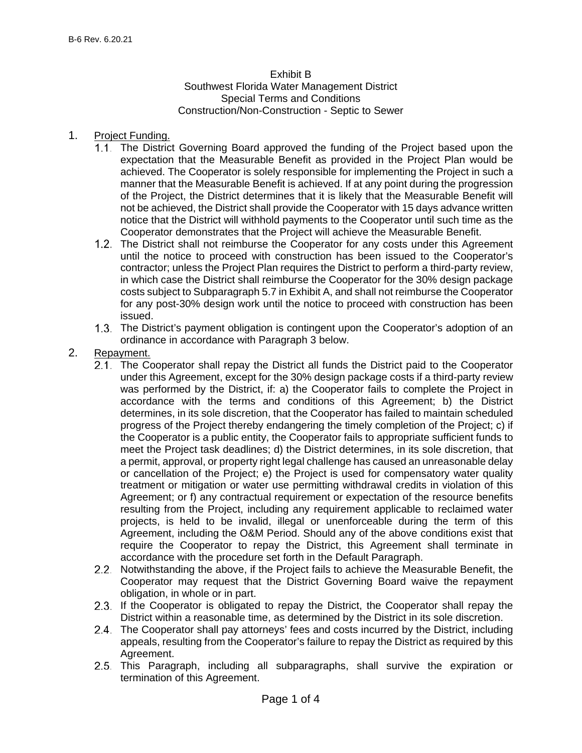# Exhibit B
## Southwest Florida Water Management District
## Special Terms and Conditions
## Construction/Non-Construction - Septic to Sewer

1. Project Funding.
   1.1. The District Governing Board approved the funding of the Project based upon the expectation that the Measurable Benefit as provided in the Project Plan would be achieved. The Cooperator is solely responsible for implementing the Project in such a manner that the Measurable Benefit is achieved. If at any point during the progression of the Project, the District determines that it is likely that the Measurable Benefit will not be achieved, the District shall provide the Cooperator with 15 days advance written notice that the District will withhold payments to the Cooperator until such time as the Cooperator demonstrates that the Project will achieve the Measurable Benefit.
   1.2. The District shall not reimburse the Cooperator for any costs under this Agreement until the notice to proceed with construction has been issued to the Cooperator's contractor; unless the Project Plan requires the District to perform a third-party review, in which case the District shall reimburse the Cooperator for the 30% design package costs subject to Subparagraph 5.7 in Exhibit A, and shall not reimburse the Cooperator for any post-30% design work until the notice to proceed with construction has been issued.
   1.3. The District's payment obligation is contingent upon the Cooperator's adoption of an ordinance in accordance with Paragraph 3 below.
2. Repayment.
   2.1. The Cooperator shall repay the District all funds the District paid to the Cooperator under this Agreement, except for the 30% design package costs if a third-party review was performed by the District, if: a) the Cooperator fails to complete the Project in accordance with the terms and conditions of this Agreement; b) the District determines, in its sole discretion, that the Cooperator has failed to maintain scheduled progress of the Project thereby endangering the timely completion of the Project; c) if the Cooperator is a public entity, the Cooperator fails to appropriate sufficient funds to meet the Project task deadlines; d) the District determines, in its sole discretion, that a permit, approval, or property right legal challenge has caused an unreasonable delay or cancellation of the Project; e) the Project is used for compensatory water quality treatment or mitigation or water use permitting withdrawal credits in violation of this Agreement; or f) any contractual requirement or expectation of the resource benefits resulting from the Project, including any requirement applicable to reclaimed water projects, is held to be invalid, illegal or unenforceable during the term of this Agreement, including the O&M Period. Should any of the above conditions exist that require the Cooperator to repay the District, this Agreement shall terminate in accordance with the procedure set forth in the Default Paragraph.
   2.2. Notwithstanding the above, if the Project fails to achieve the Measurable Benefit, the Cooperator may request that the District Governing Board waive the repayment obligation, in whole or in part.
   2.3. If the Cooperator is obligated to repay the District, the Cooperator shall repay the District within a reasonable time, as determined by the District in its sole discretion.
   2.4. The Cooperator shall pay attorneys' fees and costs incurred by the District, including appeals, resulting from the Cooperator's failure to repay the District as required by this Agreement.
   2.5. This Paragraph, including all subparagraphs, shall survive the expiration or termination of this Agreement.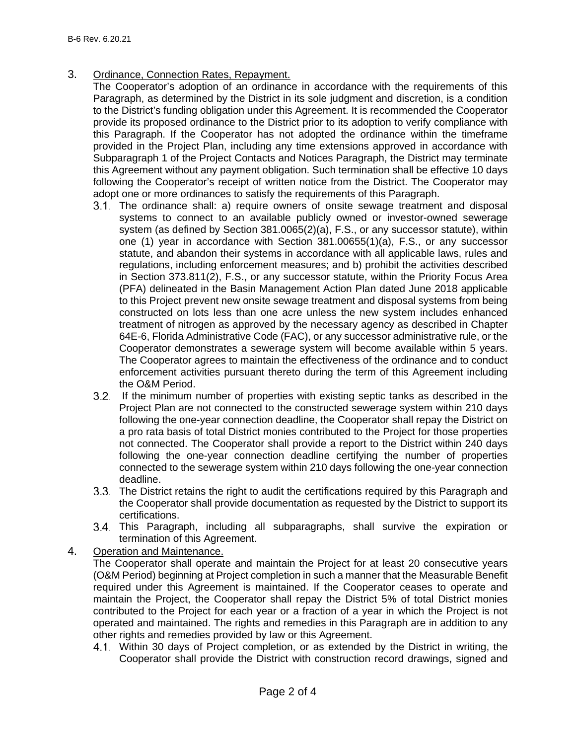3. <u>Ordinance, Connection Rates, Repayment.</u>

   The Cooperator's adoption of an ordinance in accordance with the requirements of this Paragraph, as determined by the District in its sole judgment and discretion, is a condition to the District's funding obligation under this Agreement. It is recommended the Cooperator provide its proposed ordinance to the District prior to its adoption to verify compliance with this Paragraph. If the Cooperator has not adopted the ordinance within the timeframe provided in the Project Plan, including any time extensions approved in accordance with Subparagraph 1 of the Project Contacts and Notices Paragraph, the District may terminate this Agreement without any payment obligation. Such termination shall be effective 10 days following the Cooperator's receipt of written notice from the District. The Cooperator may adopt one or more ordinances to satisfy the requirements of this Paragraph.

   3.1. The ordinance shall: a) require owners of onsite sewage treatment and disposal systems to connect to an available publicly owned or investor-owned sewerage system (as defined by Section 381.0065(2)(a), F.S., or any successor statute), within one (1) year in accordance with Section 381.00655(1)(a), F.S., or any successor statute, and abandon their systems in accordance with all applicable laws, rules and regulations, including enforcement measures; and b) prohibit the activities described in Section 373.811(2), F.S., or any successor statute, within the Priority Focus Area (PFA) delineated in the Basin Management Action Plan dated June 2018 applicable to this Project prevent new onsite sewage treatment and disposal systems from being constructed on lots less than one acre unless the new system includes enhanced treatment of nitrogen as approved by the necessary agency as described in Chapter 64E-6, Florida Administrative Code (FAC), or any successor administrative rule, or the Cooperator demonstrates a sewerage system will become available within 5 years. The Cooperator agrees to maintain the effectiveness of the ordinance and to conduct enforcement activities pursuant thereto during the term of this Agreement including the O&M Period.

   3.2. If the minimum number of properties with existing septic tanks as described in the Project Plan are not connected to the constructed sewerage system within 210 days following the one-year connection deadline, the Cooperator shall repay the District on a pro rata basis of total District monies contributed to the Project for those properties not connected. The Cooperator shall provide a report to the District within 240 days following the one-year connection deadline certifying the number of properties connected to the sewerage system within 210 days following the one-year connection deadline.

   3.3. The District retains the right to audit the certifications required by this Paragraph and the Cooperator shall provide documentation as requested by the District to support its certifications.

   3.4. This Paragraph, including all subparagraphs, shall survive the expiration or termination of this Agreement.

4. <u>Operation and Maintenance.</u>

   The Cooperator shall operate and maintain the Project for at least 20 consecutive years (O&M Period) beginning at Project completion in such a manner that the Measurable Benefit required under this Agreement is maintained. If the Cooperator ceases to operate and maintain the Project, the Cooperator shall repay the District 5% of total District monies contributed to the Project for each year or a fraction of a year in which the Project is not operated and maintained. The rights and remedies in this Paragraph are in addition to any other rights and remedies provided by law or this Agreement.

   4.1. Within 30 days of Project completion, or as extended by the District in writing, the Cooperator shall provide the District with construction record drawings, signed and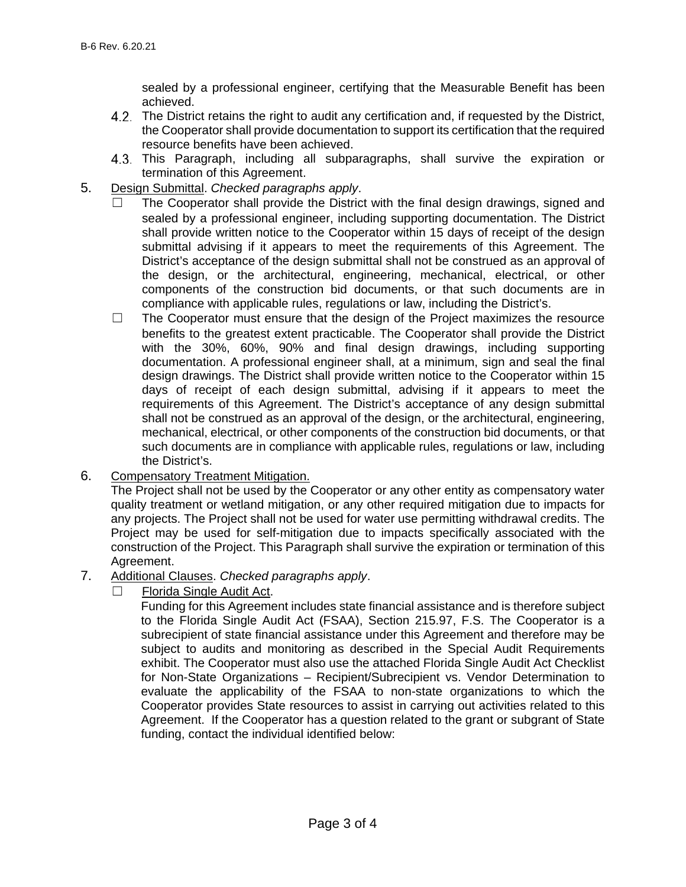sealed by a professional engineer, certifying that the Measurable Benefit has been achieved.

4.2. The District retains the right to audit any certification and, if requested by the District, the Cooperator shall provide documentation to support its certification that the required resource benefits have been achieved.

4.3. This Paragraph, including all subparagraphs, shall survive the expiration or termination of this Agreement.

5. Design Submittal. *Checked paragraphs apply*.

   ☐ The Cooperator shall provide the District with the final design drawings, signed and sealed by a professional engineer, including supporting documentation. The District shall provide written notice to the Cooperator within 15 days of receipt of the design submittal advising if it appears to meet the requirements of this Agreement. The District's acceptance of the design submittal shall not be construed as an approval of the design, or the architectural, engineering, mechanical, electrical, or other components of the construction bid documents, or that such documents are in compliance with applicable rules, regulations or law, including the District's.

   ☐ The Cooperator must ensure that the design of the Project maximizes the resource benefits to the greatest extent practicable. The Cooperator shall provide the District with the 30%, 60%, 90% and final design drawings, including supporting documentation. A professional engineer shall, at a minimum, sign and seal the final design drawings. The District shall provide written notice to the Cooperator within 15 days of receipt of each design submittal, advising if it appears to meet the requirements of this Agreement. The District's acceptance of any design submittal shall not be construed as an approval of the design, or the architectural, engineering, mechanical, electrical, or other components of the construction bid documents, or that such documents are in compliance with applicable rules, regulations or law, including the District's.

6. Compensatory Treatment Mitigation.
   The Project shall not be used by the Cooperator or any other entity as compensatory water quality treatment or wetland mitigation, or any other required mitigation due to impacts for any projects. The Project shall not be used for water use permitting withdrawal credits. The Project may be used for self-mitigation due to impacts specifically associated with the construction of the Project. This Paragraph shall survive the expiration or termination of this Agreement.

7. Additional Clauses. *Checked paragraphs apply*.

   ☐ Florida Single Audit Act.
   Funding for this Agreement includes state financial assistance and is therefore subject to the Florida Single Audit Act (FSAA), Section 215.97, F.S. The Cooperator is a subrecipient of state financial assistance under this Agreement and therefore may be subject to audits and monitoring as described in the Special Audit Requirements exhibit. The Cooperator must also use the attached Florida Single Audit Act Checklist for Non-State Organizations – Recipient/Subrecipient vs. Vendor Determination to evaluate the applicability of the FSAA to non-state organizations to which the Cooperator provides State resources to assist in carrying out activities related to this Agreement. If the Cooperator has a question related to the grant or subgrant of State funding, contact the individual identified below: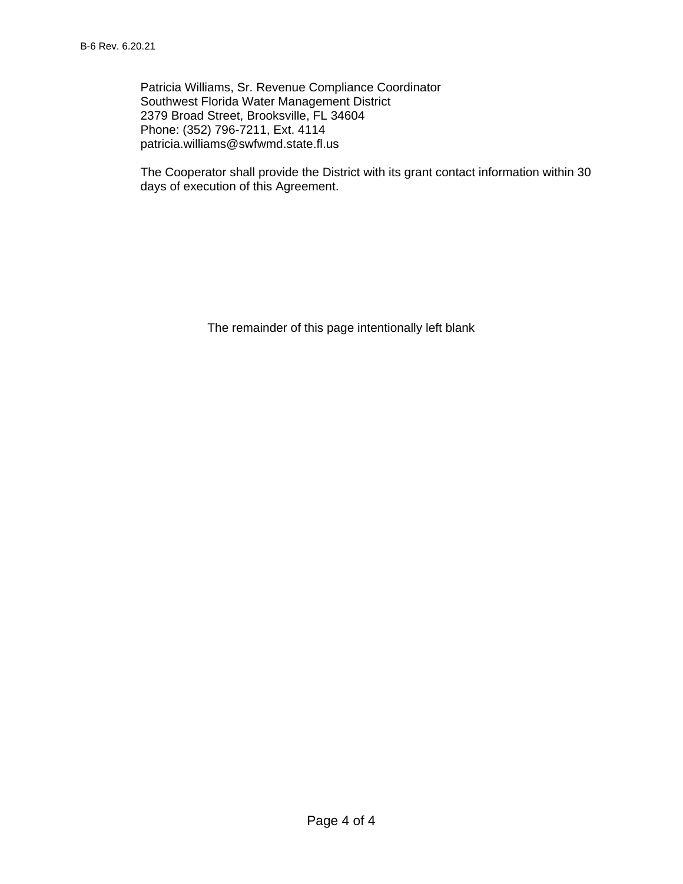Patricia Williams, Sr. Revenue Compliance Coordinator
Southwest Florida Water Management District
2379 Broad Street, Brooksville, FL 34604
Phone: (352) 796-7211, Ext. 4114
patricia.williams@swfwmd.state.fl.us

The Cooperator shall provide the District with its grant contact information within 30 days of execution of this Agreement.

The remainder of this page intentionally left blank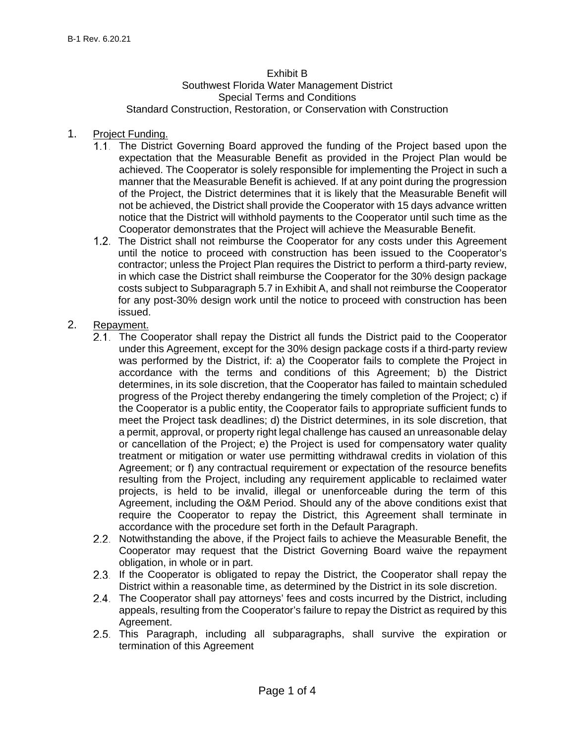B-1 Rev. 6.20.21

# Exhibit B
## Southwest Florida Water Management District
## Special Terms and Conditions
## Standard Construction, Restoration, or Conservation with Construction

1. <u>Project Funding.</u>
   1.1. The District Governing Board approved the funding of the Project based upon the expectation that the Measurable Benefit as provided in the Project Plan would be achieved. The Cooperator is solely responsible for implementing the Project in such a manner that the Measurable Benefit is achieved. If at any point during the progression of the Project, the District determines that it is likely that the Measurable Benefit will not be achieved, the District shall provide the Cooperator with 15 days advance written notice that the District will withhold payments to the Cooperator until such time as the Cooperator demonstrates that the Project will achieve the Measurable Benefit.
   1.2. The District shall not reimburse the Cooperator for any costs under this Agreement until the notice to proceed with construction has been issued to the Cooperator's contractor; unless the Project Plan requires the District to perform a third-party review, in which case the District shall reimburse the Cooperator for the 30% design package costs subject to Subparagraph 5.7 in Exhibit A, and shall not reimburse the Cooperator for any post-30% design work until the notice to proceed with construction has been issued.
2. <u>Repayment.</u>
   2.1. The Cooperator shall repay the District all funds the District paid to the Cooperator under this Agreement, except for the 30% design package costs if a third-party review was performed by the District, if: a) the Cooperator fails to complete the Project in accordance with the terms and conditions of this Agreement; b) the District determines, in its sole discretion, that the Cooperator has failed to maintain scheduled progress of the Project thereby endangering the timely completion of the Project; c) if the Cooperator is a public entity, the Cooperator fails to appropriate sufficient funds to meet the Project task deadlines; d) the District determines, in its sole discretion, that a permit, approval, or property right legal challenge has caused an unreasonable delay or cancellation of the Project; e) the Project is used for compensatory water quality treatment or mitigation or water use permitting withdrawal credits in violation of this Agreement; or f) any contractual requirement or expectation of the resource benefits resulting from the Project, including any requirement applicable to reclaimed water projects, is held to be invalid, illegal or unenforceable during the term of this Agreement, including the O&M Period. Should any of the above conditions exist that require the Cooperator to repay the District, this Agreement shall terminate in accordance with the procedure set forth in the Default Paragraph.
   2.2. Notwithstanding the above, if the Project fails to achieve the Measurable Benefit, the Cooperator may request that the District Governing Board waive the repayment obligation, in whole or in part.
   2.3. If the Cooperator is obligated to repay the District, the Cooperator shall repay the District within a reasonable time, as determined by the District in its sole discretion.
   2.4. The Cooperator shall pay attorneys' fees and costs incurred by the District, including appeals, resulting from the Cooperator's failure to repay the District as required by this Agreement.
   2.5. This Paragraph, including all subparagraphs, shall survive the expiration or termination of this Agreement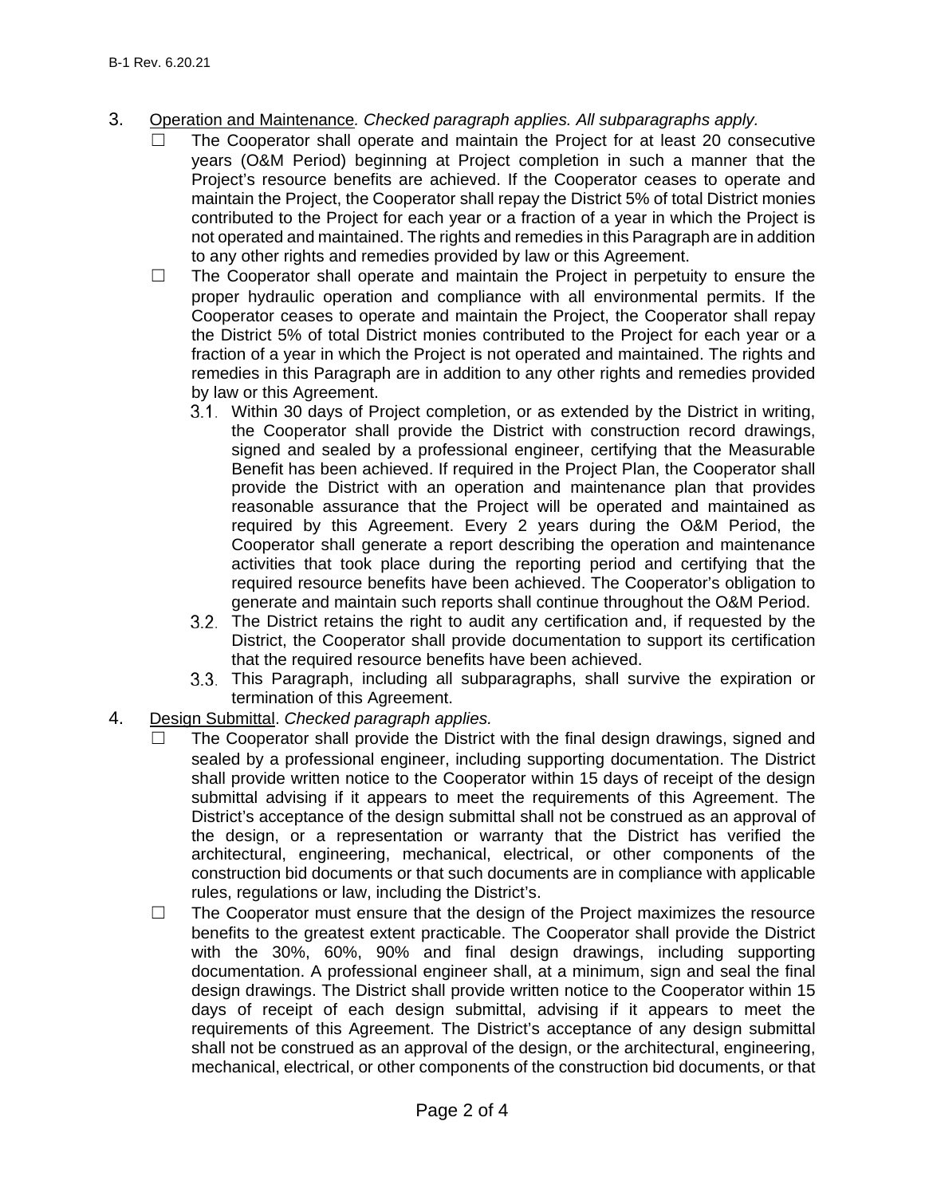3. Operation and Maintenance*. Checked paragraph applies. All subparagraphs apply.*

   ☐ The Cooperator shall operate and maintain the Project for at least 20 consecutive years (O&M Period) beginning at Project completion in such a manner that the Project's resource benefits are achieved. If the Cooperator ceases to operate and maintain the Project, the Cooperator shall repay the District 5% of total District monies contributed to the Project for each year or a fraction of a year in which the Project is not operated and maintained. The rights and remedies in this Paragraph are in addition to any other rights and remedies provided by law or this Agreement.

   ☐ The Cooperator shall operate and maintain the Project in perpetuity to ensure the proper hydraulic operation and compliance with all environmental permits. If the Cooperator ceases to operate and maintain the Project, the Cooperator shall repay the District 5% of total District monies contributed to the Project for each year or a fraction of a year in which the Project is not operated and maintained. The rights and remedies in this Paragraph are in addition to any other rights and remedies provided by law or this Agreement.

   3.1. Within 30 days of Project completion, or as extended by the District in writing, the Cooperator shall provide the District with construction record drawings, signed and sealed by a professional engineer, certifying that the Measurable Benefit has been achieved. If required in the Project Plan, the Cooperator shall provide the District with an operation and maintenance plan that provides reasonable assurance that the Project will be operated and maintained as required by this Agreement. Every 2 years during the O&M Period, the Cooperator shall generate a report describing the operation and maintenance activities that took place during the reporting period and certifying that the required resource benefits have been achieved. The Cooperator's obligation to generate and maintain such reports shall continue throughout the O&M Period.

   3.2. The District retains the right to audit any certification and, if requested by the District, the Cooperator shall provide documentation to support its certification that the required resource benefits have been achieved.

   3.3. This Paragraph, including all subparagraphs, shall survive the expiration or termination of this Agreement.

4. Design Submittal. *Checked paragraph applies.*

   ☐ The Cooperator shall provide the District with the final design drawings, signed and sealed by a professional engineer, including supporting documentation. The District shall provide written notice to the Cooperator within 15 days of receipt of the design submittal advising if it appears to meet the requirements of this Agreement. The District's acceptance of the design submittal shall not be construed as an approval of the design, or a representation or warranty that the District has verified the architectural, engineering, mechanical, electrical, or other components of the construction bid documents or that such documents are in compliance with applicable rules, regulations or law, including the District's.

   ☐ The Cooperator must ensure that the design of the Project maximizes the resource benefits to the greatest extent practicable. The Cooperator shall provide the District with the 30%, 60%, 90% and final design drawings, including supporting documentation. A professional engineer shall, at a minimum, sign and seal the final design drawings. The District shall provide written notice to the Cooperator within 15 days of receipt of each design submittal, advising if it appears to meet the requirements of this Agreement. The District's acceptance of any design submittal shall not be construed as an approval of the design, or the architectural, engineering, mechanical, electrical, or other components of the construction bid documents, or that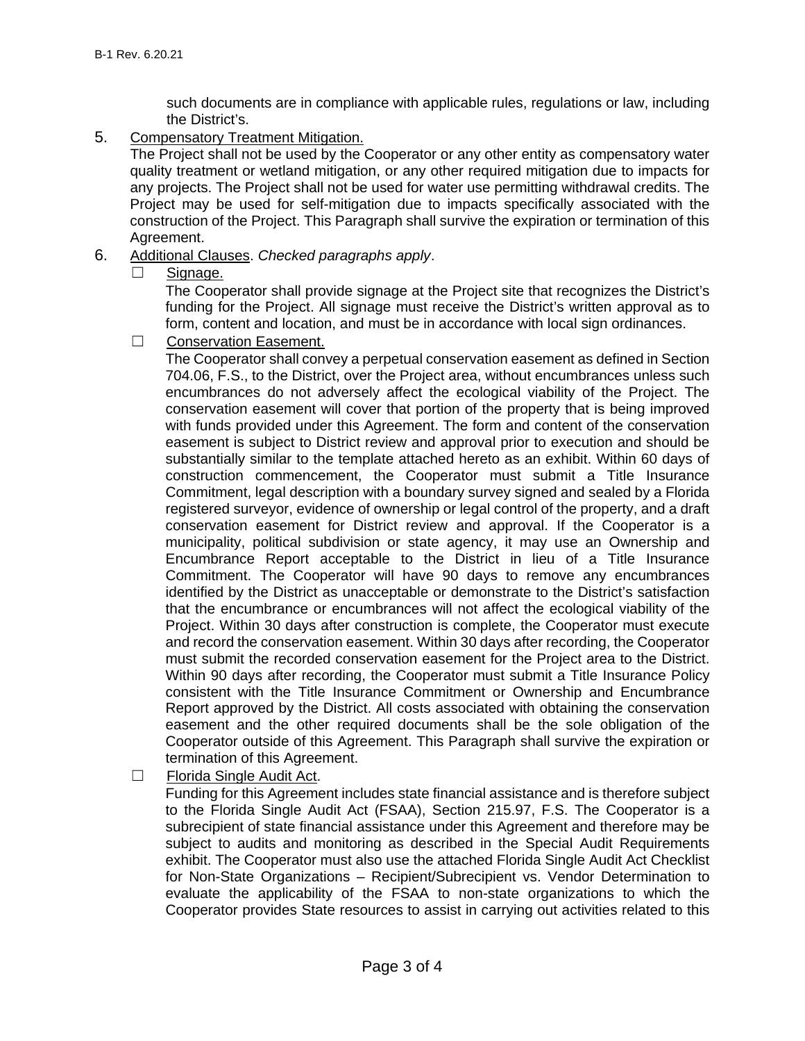such documents are in compliance with applicable rules, regulations or law, including the District's.

5. Compensatory Treatment Mitigation.
   The Project shall not be used by the Cooperator or any other entity as compensatory water quality treatment or wetland mitigation, or any other required mitigation due to impacts for any projects. The Project shall not be used for water use permitting withdrawal credits. The Project may be used for self-mitigation due to impacts specifically associated with the construction of the Project. This Paragraph shall survive the expiration or termination of this Agreement.

6. Additional Clauses. *Checked paragraphs apply*.

   ☐ Signage.
   The Cooperator shall provide signage at the Project site that recognizes the District's funding for the Project. All signage must receive the District's written approval as to form, content and location, and must be in accordance with local sign ordinances.

   ☐ Conservation Easement.
   The Cooperator shall convey a perpetual conservation easement as defined in Section 704.06, F.S., to the District, over the Project area, without encumbrances unless such encumbrances do not adversely affect the ecological viability of the Project. The conservation easement will cover that portion of the property that is being improved with funds provided under this Agreement. The form and content of the conservation easement is subject to District review and approval prior to execution and should be substantially similar to the template attached hereto as an exhibit. Within 60 days of construction commencement, the Cooperator must submit a Title Insurance Commitment, legal description with a boundary survey signed and sealed by a Florida registered surveyor, evidence of ownership or legal control of the property, and a draft conservation easement for District review and approval. If the Cooperator is a municipality, political subdivision or state agency, it may use an Ownership and Encumbrance Report acceptable to the District in lieu of a Title Insurance Commitment. The Cooperator will have 90 days to remove any encumbrances identified by the District as unacceptable or demonstrate to the District's satisfaction that the encumbrance or encumbrances will not affect the ecological viability of the Project. Within 30 days after construction is complete, the Cooperator must execute and record the conservation easement. Within 30 days after recording, the Cooperator must submit the recorded conservation easement for the Project area to the District. Within 90 days after recording, the Cooperator must submit a Title Insurance Policy consistent with the Title Insurance Commitment or Ownership and Encumbrance Report approved by the District. All costs associated with obtaining the conservation easement and the other required documents shall be the sole obligation of the Cooperator outside of this Agreement. This Paragraph shall survive the expiration or termination of this Agreement.

   ☐ Florida Single Audit Act.
   Funding for this Agreement includes state financial assistance and is therefore subject to the Florida Single Audit Act (FSAA), Section 215.97, F.S. The Cooperator is a subrecipient of state financial assistance under this Agreement and therefore may be subject to audits and monitoring as described in the Special Audit Requirements exhibit. The Cooperator must also use the attached Florida Single Audit Act Checklist for Non-State Organizations – Recipient/Subrecipient vs. Vendor Determination to evaluate the applicability of the FSAA to non-state organizations to which the Cooperator provides State resources to assist in carrying out activities related to this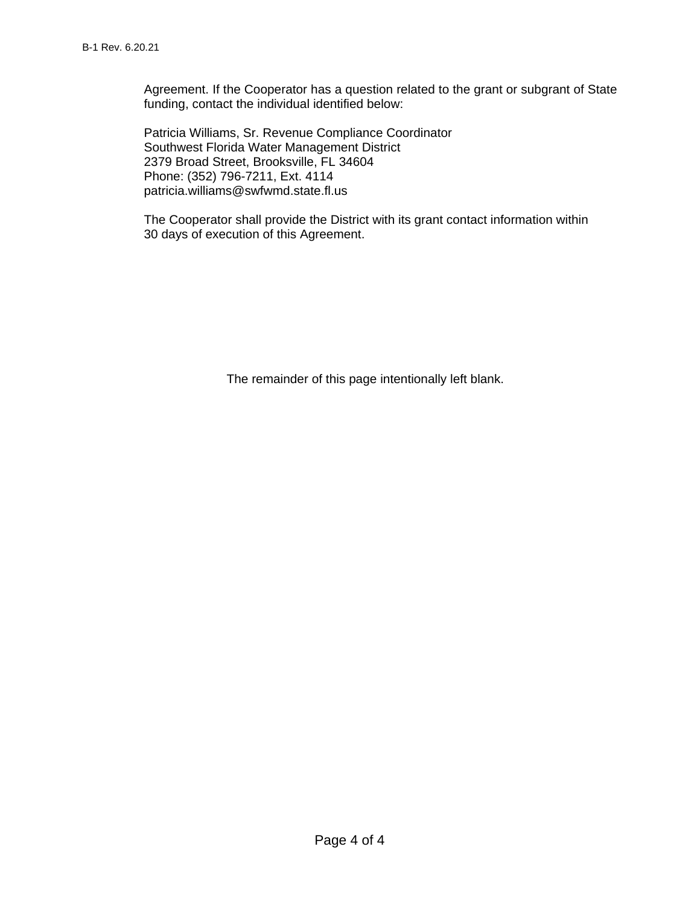Agreement. If the Cooperator has a question related to the grant or subgrant of State funding, contact the individual identified below:

Patricia Williams, Sr. Revenue Compliance Coordinator
Southwest Florida Water Management District
2379 Broad Street, Brooksville, FL 34604
Phone: (352) 796-7211, Ext. 4114
patricia.williams@swfwmd.state.fl.us

The Cooperator shall provide the District with its grant contact information within 30 days of execution of this Agreement.

The remainder of this page intentionally left blank.